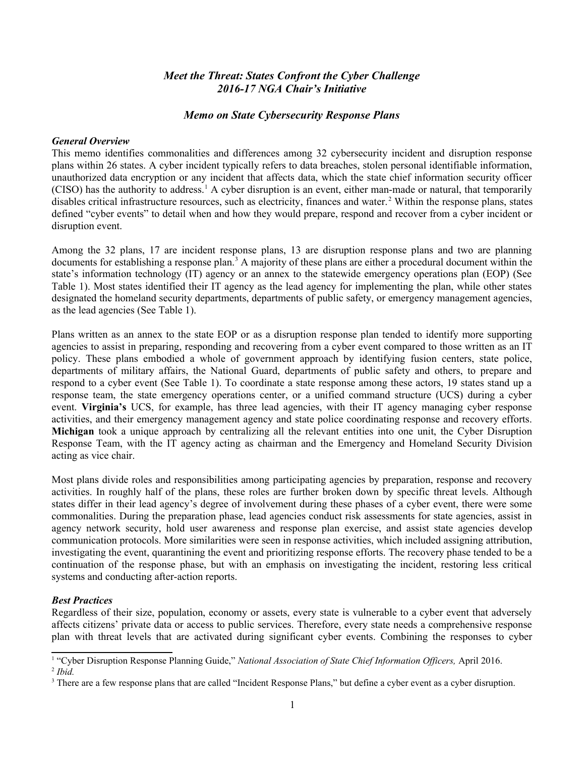*Meet the Threat: States Confront the Cyber Challenge*
*2016-17 NGA Chair's Initiative*

*Memo on State Cybersecurity Response Plans*

***General Overview***

This memo identifies commonalities and differences among 32 cybersecurity incident and disruption response plans within 26 states. A cyber incident typically refers to data breaches, stolen personal identifiable information, unauthorized data encryption or any incident that affects data, which the state chief information security officer (CISO) has the authority to address.[1] A cyber disruption is an event, either man-made or natural, that temporarily disables critical infrastructure resources, such as electricity, finances and water.[2] Within the response plans, states defined "cyber events" to detail when and how they would prepare, respond and recover from a cyber incident or disruption event.

Among the 32 plans, 17 are incident response plans, 13 are disruption response plans and two are planning documents for establishing a response plan.[3] A majority of these plans are either a procedural document within the state's information technology (IT) agency or an annex to the statewide emergency operations plan (EOP) (See Table 1). Most states identified their IT agency as the lead agency for implementing the plan, while other states designated the homeland security departments, departments of public safety, or emergency management agencies, as the lead agencies (See Table 1).

Plans written as an annex to the state EOP or as a disruption response plan tended to identify more supporting agencies to assist in preparing, responding and recovering from a cyber event compared to those written as an IT policy. These plans embodied a whole of government approach by identifying fusion centers, state police, departments of military affairs, the National Guard, departments of public safety and others, to prepare and respond to a cyber event (See Table 1). To coordinate a state response among these actors, 19 states stand up a response team, the state emergency operations center, or a unified command structure (UCS) during a cyber event. **Virginia's** UCS, for example, has three lead agencies, with their IT agency managing cyber response activities, and their emergency management agency and state police coordinating response and recovery efforts. **Michigan** took a unique approach by centralizing all the relevant entities into one unit, the Cyber Disruption Response Team, with the IT agency acting as chairman and the Emergency and Homeland Security Division acting as vice chair.

Most plans divide roles and responsibilities among participating agencies by preparation, response and recovery activities. In roughly half of the plans, these roles are further broken down by specific threat levels. Although states differ in their lead agency's degree of involvement during these phases of a cyber event, there were some commonalities. During the preparation phase, lead agencies conduct risk assessments for state agencies, assist in agency network security, hold user awareness and response plan exercise, and assist state agencies develop communication protocols. More similarities were seen in response activities, which included assigning attribution, investigating the event, quarantining the event and prioritizing response efforts. The recovery phase tended to be a continuation of the response phase, but with an emphasis on investigating the incident, restoring less critical systems and conducting after-action reports.

***Best Practices***

Regardless of their size, population, economy or assets, every state is vulnerable to a cyber event that adversely affects citizens' private data or access to public services. Therefore, every state needs a comprehensive response plan with threat levels that are activated during significant cyber events. Combining the responses to cyber

---

[1] "Cyber Disruption Response Planning Guide," *National Association of State Chief Information Officers,* April 2016.

[2] *Ibid.*

[3] There are a few response plans that are called "Incident Response Plans," but define a cyber event as a cyber disruption.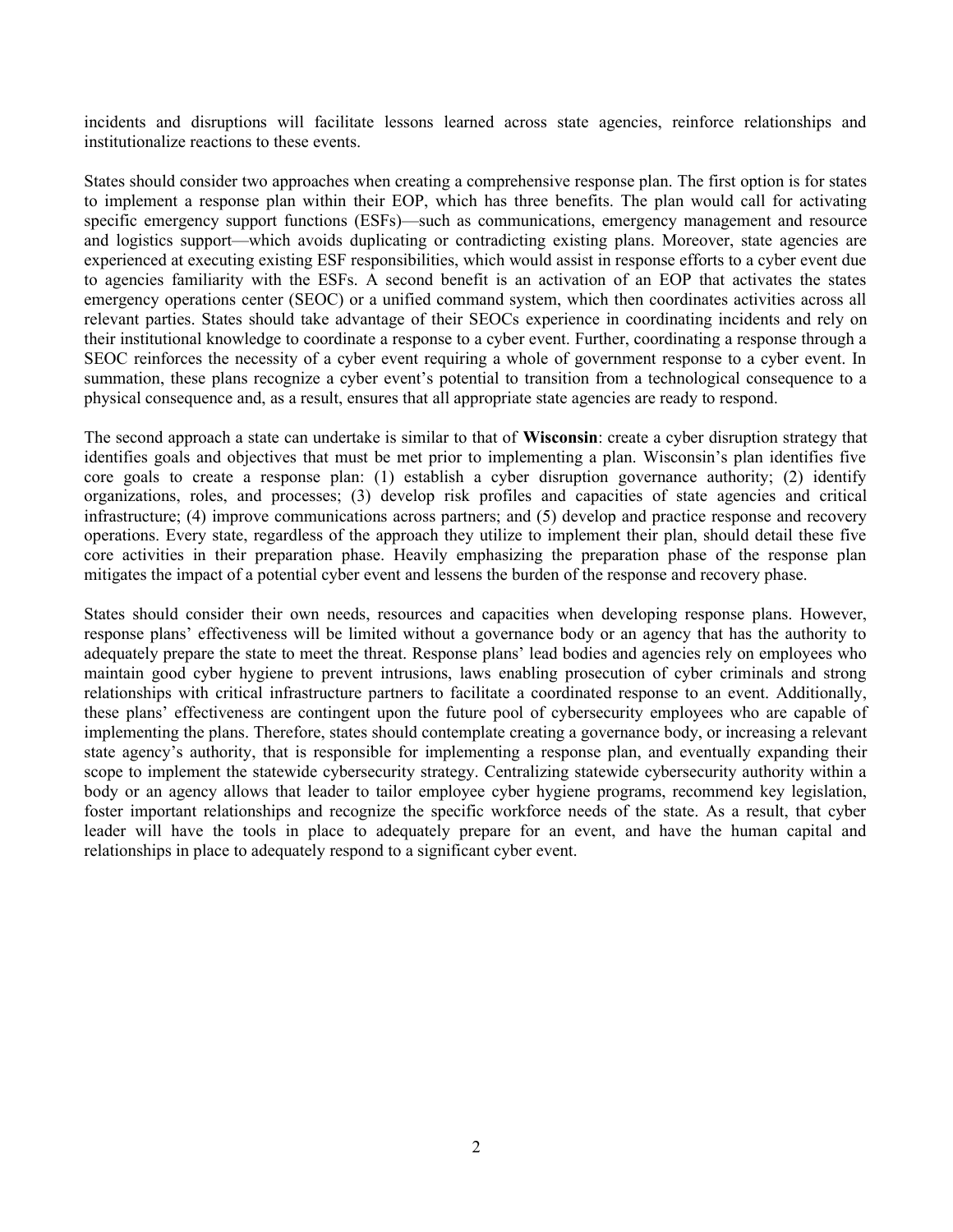incidents and disruptions will facilitate lessons learned across state agencies, reinforce relationships and institutionalize reactions to these events.

States should consider two approaches when creating a comprehensive response plan. The first option is for states to implement a response plan within their EOP, which has three benefits. The plan would call for activating specific emergency support functions (ESFs)—such as communications, emergency management and resource and logistics support—which avoids duplicating or contradicting existing plans. Moreover, state agencies are experienced at executing existing ESF responsibilities, which would assist in response efforts to a cyber event due to agencies familiarity with the ESFs. A second benefit is an activation of an EOP that activates the states emergency operations center (SEOC) or a unified command system, which then coordinates activities across all relevant parties. States should take advantage of their SEOCs experience in coordinating incidents and rely on their institutional knowledge to coordinate a response to a cyber event. Further, coordinating a response through a SEOC reinforces the necessity of a cyber event requiring a whole of government response to a cyber event. In summation, these plans recognize a cyber event's potential to transition from a technological consequence to a physical consequence and, as a result, ensures that all appropriate state agencies are ready to respond.

The second approach a state can undertake is similar to that of **Wisconsin**: create a cyber disruption strategy that identifies goals and objectives that must be met prior to implementing a plan. Wisconsin's plan identifies five core goals to create a response plan: (1) establish a cyber disruption governance authority; (2) identify organizations, roles, and processes; (3) develop risk profiles and capacities of state agencies and critical infrastructure; (4) improve communications across partners; and (5) develop and practice response and recovery operations. Every state, regardless of the approach they utilize to implement their plan, should detail these five core activities in their preparation phase. Heavily emphasizing the preparation phase of the response plan mitigates the impact of a potential cyber event and lessens the burden of the response and recovery phase.

States should consider their own needs, resources and capacities when developing response plans. However, response plans' effectiveness will be limited without a governance body or an agency that has the authority to adequately prepare the state to meet the threat. Response plans' lead bodies and agencies rely on employees who maintain good cyber hygiene to prevent intrusions, laws enabling prosecution of cyber criminals and strong relationships with critical infrastructure partners to facilitate a coordinated response to an event. Additionally, these plans' effectiveness are contingent upon the future pool of cybersecurity employees who are capable of implementing the plans. Therefore, states should contemplate creating a governance body, or increasing a relevant state agency's authority, that is responsible for implementing a response plan, and eventually expanding their scope to implement the statewide cybersecurity strategy. Centralizing statewide cybersecurity authority within a body or an agency allows that leader to tailor employee cyber hygiene programs, recommend key legislation, foster important relationships and recognize the specific workforce needs of the state. As a result, that cyber leader will have the tools in place to adequately prepare for an event, and have the human capital and relationships in place to adequately respond to a significant cyber event.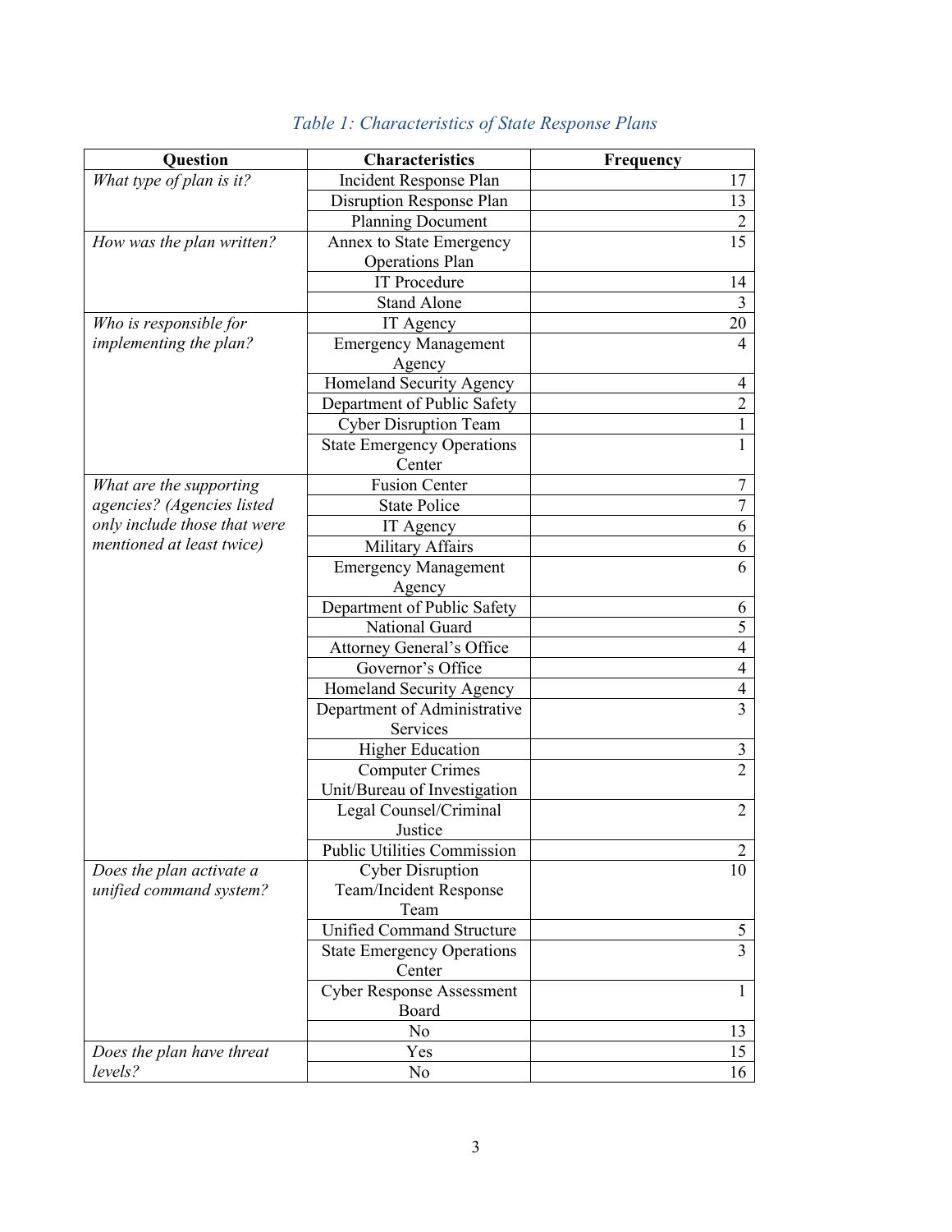*Table 1: Characteristics of State Response Plans*

| Question | Characteristics | Frequency |
|---|---|---|
| *What type of plan is it?* | Incident Response Plan | 17 |
| | Disruption Response Plan | 13 |
| | Planning Document | 2 |
| *How was the plan written?* | Annex to State Emergency Operations Plan | 15 |
| | IT Procedure | 14 |
| | Stand Alone | 3 |
| *Who is responsible for implementing the plan?* | IT Agency | 20 |
| | Emergency Management Agency | 4 |
| | Homeland Security Agency | 4 |
| | Department of Public Safety | 2 |
| | Cyber Disruption Team | 1 |
| | State Emergency Operations Center | 1 |
| *What are the supporting agencies? (Agencies listed only include those that were mentioned at least twice)* | Fusion Center | 7 |
| | State Police | 7 |
| | IT Agency | 6 |
| | Military Affairs | 6 |
| | Emergency Management Agency | 6 |
| | Department of Public Safety | 6 |
| | National Guard | 5 |
| | Attorney General's Office | 4 |
| | Governor's Office | 4 |
| | Homeland Security Agency | 4 |
| | Department of Administrative Services | 3 |
| | Higher Education | 3 |
| | Computer Crimes Unit/Bureau of Investigation | 2 |
| | Legal Counsel/Criminal Justice | 2 |
| | Public Utilities Commission | 2 |
| *Does the plan activate a unified command system?* | Cyber Disruption Team/Incident Response Team | 10 |
| | Unified Command Structure | 5 |
| | State Emergency Operations Center | 3 |
| | Cyber Response Assessment Board | 1 |
| | No | 13 |
| *Does the plan have threat levels?* | Yes | 15 |
| | No | 16 |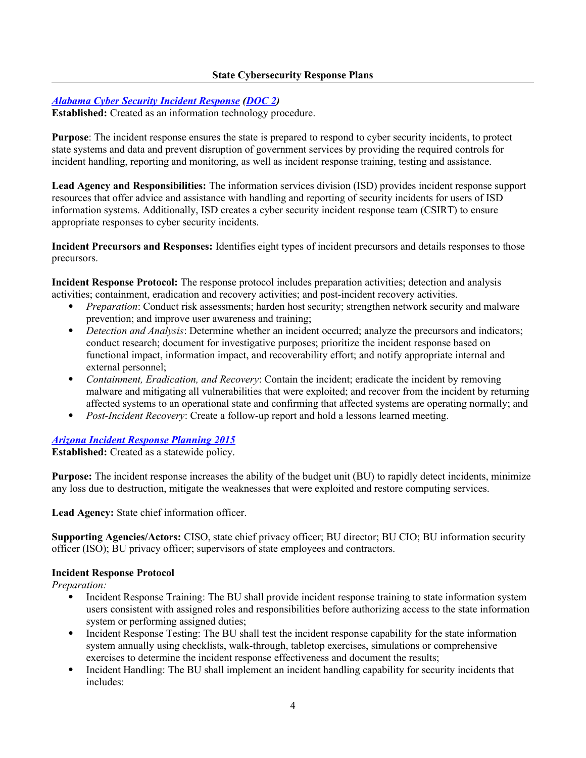## State Cybersecurity Response Plans

***Alabama Cyber Security Incident Response* (*DOC 2*)**
**Established:** Created as an information technology procedure.

**Purpose**: The incident response ensures the state is prepared to respond to cyber security incidents, to protect state systems and data and prevent disruption of government services by providing the required controls for incident handling, reporting and monitoring, as well as incident response training, testing and assistance.

**Lead Agency and Responsibilities:** The information services division (ISD) provides incident response support resources that offer advice and assistance with handling and reporting of security incidents for users of ISD information systems. Additionally, ISD creates a cyber security incident response team (CSIRT) to ensure appropriate responses to cyber security incidents.

**Incident Precursors and Responses:** Identifies eight types of incident precursors and details responses to those precursors.

**Incident Response Protocol:** The response protocol includes preparation activities; detection and analysis activities; containment, eradication and recovery activities; and post-incident recovery activities.

- *Preparation*: Conduct risk assessments; harden host security; strengthen network security and malware prevention; and improve user awareness and training;
- *Detection and Analysis*: Determine whether an incident occurred; analyze the precursors and indicators; conduct research; document for investigative purposes; prioritize the incident response based on functional impact, information impact, and recoverability effort; and notify appropriate internal and external personnel;
- *Containment, Eradication, and Recovery*: Contain the incident; eradicate the incident by removing malware and mitigating all vulnerabilities that were exploited; and recover from the incident by returning affected systems to an operational state and confirming that affected systems are operating normally; and
- *Post-Incident Recovery*: Create a follow-up report and hold a lessons learned meeting.

***Arizona Incident Response Planning 2015***
**Established:** Created as a statewide policy.

**Purpose:** The incident response increases the ability of the budget unit (BU) to rapidly detect incidents, minimize any loss due to destruction, mitigate the weaknesses that were exploited and restore computing services.

**Lead Agency:** State chief information officer.

**Supporting Agencies/Actors:** CISO, state chief privacy officer; BU director; BU CIO; BU information security officer (ISO); BU privacy officer; supervisors of state employees and contractors.

**Incident Response Protocol**
*Preparation:*

- Incident Response Training: The BU shall provide incident response training to state information system users consistent with assigned roles and responsibilities before authorizing access to the state information system or performing assigned duties;
- Incident Response Testing: The BU shall test the incident response capability for the state information system annually using checklists, walk-through, tabletop exercises, simulations or comprehensive exercises to determine the incident response effectiveness and document the results;
- Incident Handling: The BU shall implement an incident handling capability for security incidents that includes: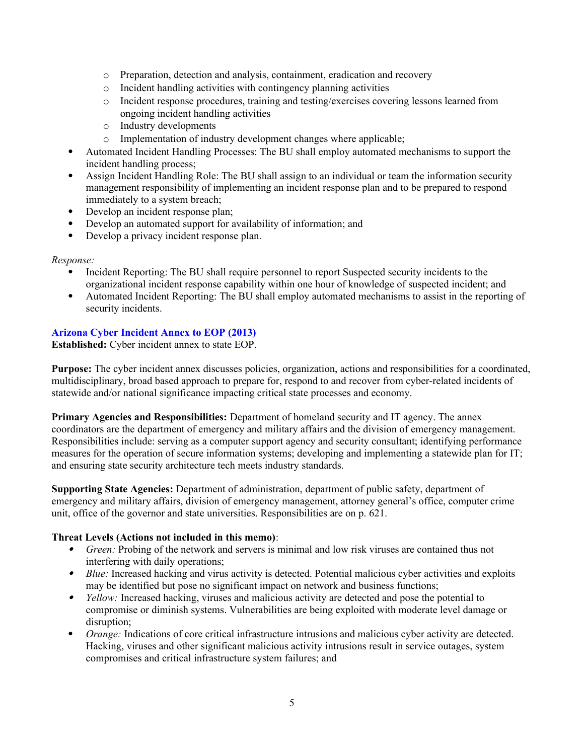- Preparation, detection and analysis, containment, eradication and recovery
    - Incident handling activities with contingency planning activities
    - Incident response procedures, training and testing/exercises covering lessons learned from ongoing incident handling activities
    - Industry developments
    - Implementation of industry development changes where applicable;
- Automated Incident Handling Processes: The BU shall employ automated mechanisms to support the incident handling process;
- Assign Incident Handling Role: The BU shall assign to an individual or team the information security management responsibility of implementing an incident response plan and to be prepared to respond immediately to a system breach;
- Develop an incident response plan;
- Develop an automated support for availability of information; and
- Develop a privacy incident response plan.

*Response:*

- Incident Reporting: The BU shall require personnel to report Suspected security incidents to the organizational incident response capability within one hour of knowledge of suspected incident; and
- Automated Incident Reporting: The BU shall employ automated mechanisms to assist in the reporting of security incidents.

**Arizona Cyber Incident Annex to EOP (2013)**

**Established:** Cyber incident annex to state EOP.

**Purpose:** The cyber incident annex discusses policies, organization, actions and responsibilities for a coordinated, multidisciplinary, broad based approach to prepare for, respond to and recover from cyber-related incidents of statewide and/or national significance impacting critical state processes and economy.

**Primary Agencies and Responsibilities:** Department of homeland security and IT agency. The annex coordinators are the department of emergency and military affairs and the division of emergency management. Responsibilities include: serving as a computer support agency and security consultant; identifying performance measures for the operation of secure information systems; developing and implementing a statewide plan for IT; and ensuring state security architecture tech meets industry standards.

**Supporting State Agencies:** Department of administration, department of public safety, department of emergency and military affairs, division of emergency management, attorney general's office, computer crime unit, office of the governor and state universities. Responsibilities are on p. 621.

**Threat Levels (Actions not included in this memo)**:

- *Green:* Probing of the network and servers is minimal and low risk viruses are contained thus not interfering with daily operations;
- *Blue:* Increased hacking and virus activity is detected. Potential malicious cyber activities and exploits may be identified but pose no significant impact on network and business functions;
- *Yellow:* Increased hacking, viruses and malicious activity are detected and pose the potential to compromise or diminish systems. Vulnerabilities are being exploited with moderate level damage or disruption;
- *Orange:* Indications of core critical infrastructure intrusions and malicious cyber activity are detected. Hacking, viruses and other significant malicious activity intrusions result in service outages, system compromises and critical infrastructure system failures; and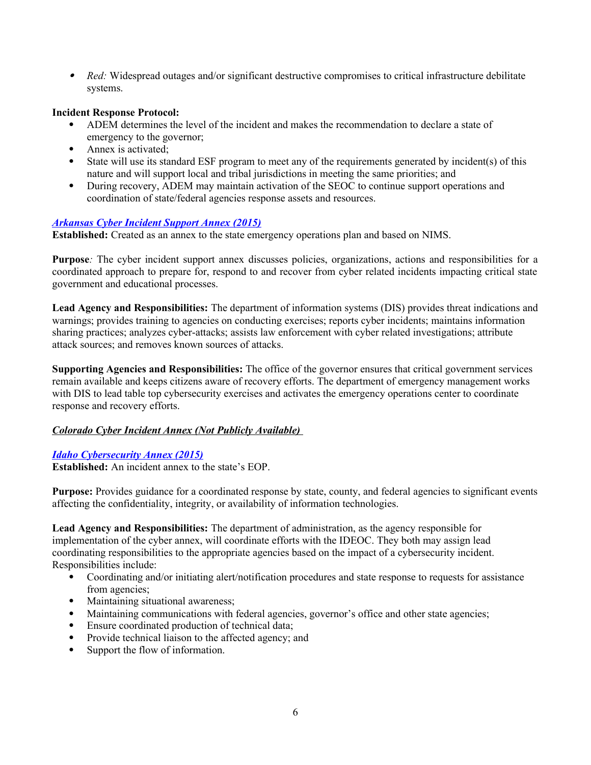- *Red:* Widespread outages and/or significant destructive compromises to critical infrastructure debilitate systems.

**Incident Response Protocol:**

- ADEM determines the level of the incident and makes the recommendation to declare a state of emergency to the governor;
- Annex is activated;
- State will use its standard ESF program to meet any of the requirements generated by incident(s) of this nature and will support local and tribal jurisdictions in meeting the same priorities; and
- During recovery, ADEM may maintain activation of the SEOC to continue support operations and coordination of state/federal agencies response assets and resources.

***Arkansas Cyber Incident Support Annex (2015)***

**Established:** Created as an annex to the state emergency operations plan and based on NIMS.

**Purpose***:* The cyber incident support annex discusses policies, organizations, actions and responsibilities for a coordinated approach to prepare for, respond to and recover from cyber related incidents impacting critical state government and educational processes.

**Lead Agency and Responsibilities:** The department of information systems (DIS) provides threat indications and warnings; provides training to agencies on conducting exercises; reports cyber incidents; maintains information sharing practices; analyzes cyber-attacks; assists law enforcement with cyber related investigations; attribute attack sources; and removes known sources of attacks.

**Supporting Agencies and Responsibilities:** The office of the governor ensures that critical government services remain available and keeps citizens aware of recovery efforts. The department of emergency management works with DIS to lead table top cybersecurity exercises and activates the emergency operations center to coordinate response and recovery efforts.

***Colorado Cyber Incident Annex (Not Publicly Available)***

***Idaho Cybersecurity Annex (2015)***

**Established:** An incident annex to the state's EOP.

**Purpose:** Provides guidance for a coordinated response by state, county, and federal agencies to significant events affecting the confidentiality, integrity, or availability of information technologies.

**Lead Agency and Responsibilities:** The department of administration, as the agency responsible for implementation of the cyber annex, will coordinate efforts with the IDEOC. They both may assign lead coordinating responsibilities to the appropriate agencies based on the impact of a cybersecurity incident. Responsibilities include:

- Coordinating and/or initiating alert/notification procedures and state response to requests for assistance from agencies;
- Maintaining situational awareness;
- Maintaining communications with federal agencies, governor's office and other state agencies;
- Ensure coordinated production of technical data;
- Provide technical liaison to the affected agency; and
- Support the flow of information.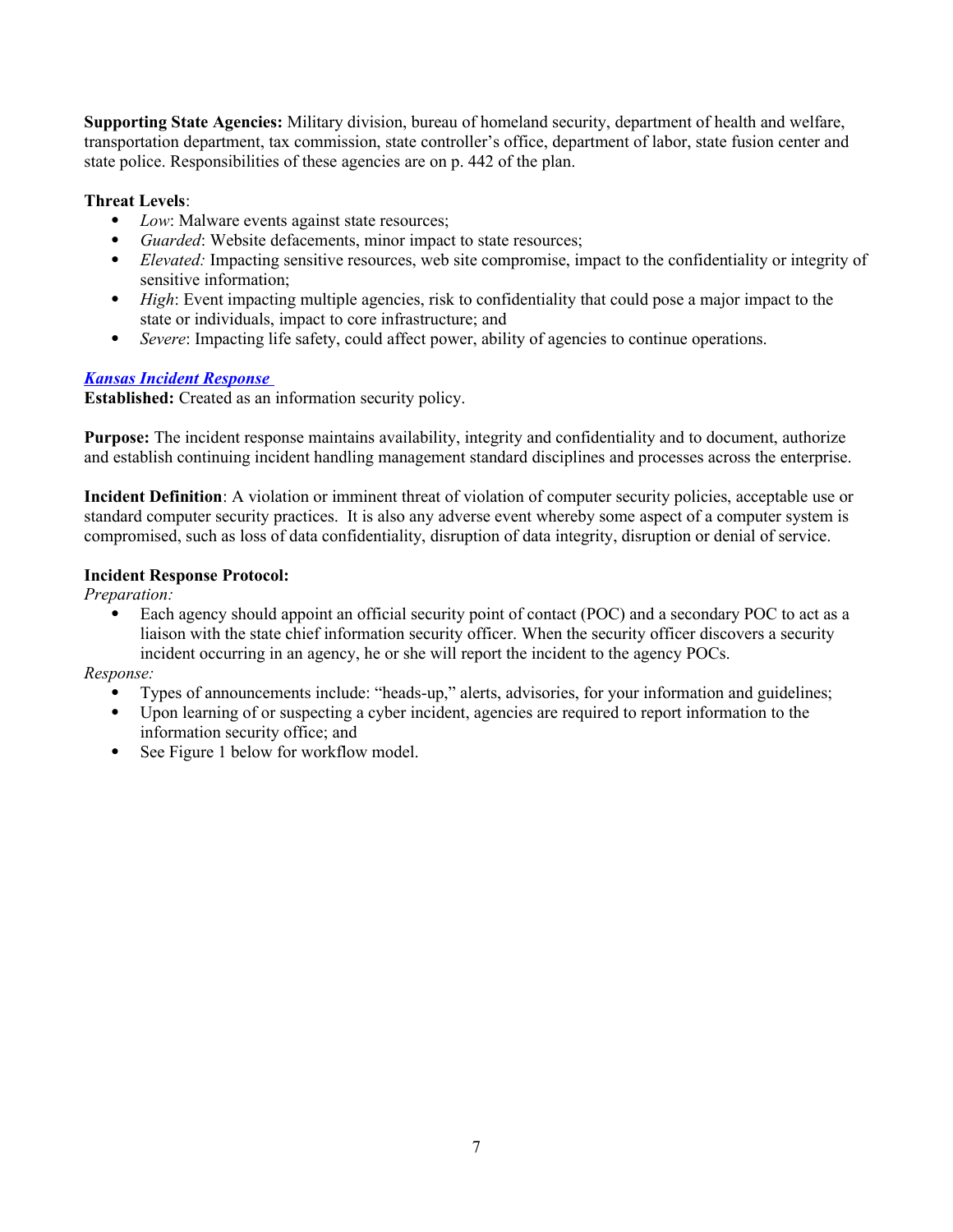**Supporting State Agencies:** Military division, bureau of homeland security, department of health and welfare, transportation department, tax commission, state controller's office, department of labor, state fusion center and state police. Responsibilities of these agencies are on p. 442 of the plan.

**Threat Levels**:

- *Low*: Malware events against state resources;
- *Guarded*: Website defacements, minor impact to state resources;
- *Elevated:* Impacting sensitive resources, web site compromise, impact to the confidentiality or integrity of sensitive information;
- *High*: Event impacting multiple agencies, risk to confidentiality that could pose a major impact to the state or individuals, impact to core infrastructure; and
- *Severe*: Impacting life safety, could affect power, ability of agencies to continue operations.

***Kansas Incident Response***

**Established:** Created as an information security policy.

**Purpose:** The incident response maintains availability, integrity and confidentiality and to document, authorize and establish continuing incident handling management standard disciplines and processes across the enterprise.

**Incident Definition**: A violation or imminent threat of violation of computer security policies, acceptable use or standard computer security practices. It is also any adverse event whereby some aspect of a computer system is compromised, such as loss of data confidentiality, disruption of data integrity, disruption or denial of service.

**Incident Response Protocol:**

*Preparation:*

- Each agency should appoint an official security point of contact (POC) and a secondary POC to act as a liaison with the state chief information security officer. When the security officer discovers a security incident occurring in an agency, he or she will report the incident to the agency POCs.

*Response:*

- Types of announcements include: "heads-up," alerts, advisories, for your information and guidelines;
- Upon learning of or suspecting a cyber incident, agencies are required to report information to the information security office; and
- See Figure 1 below for workflow model.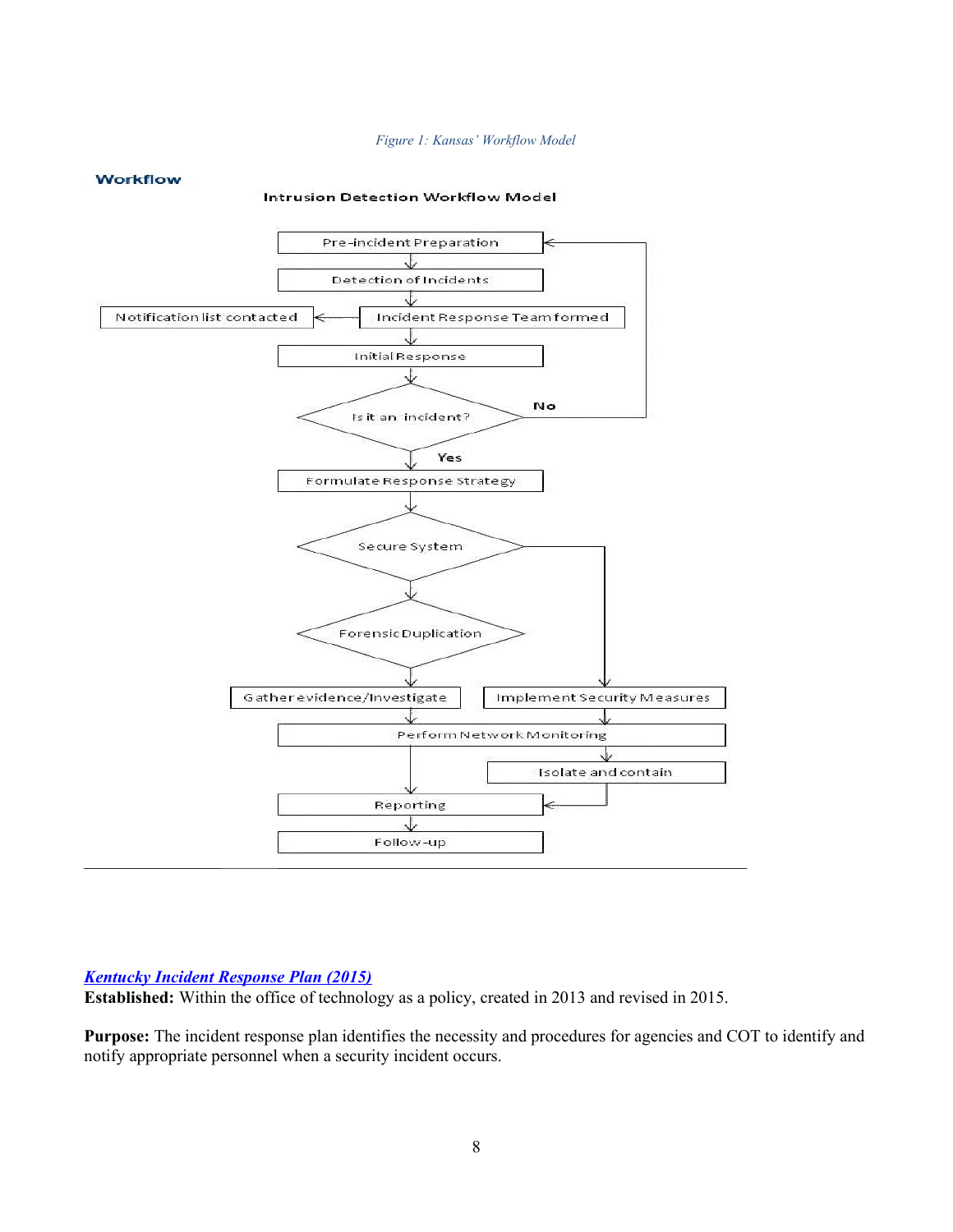*Figure 1: Kansas' Workflow Model*

**Workflow**

**Intrusion Detection Workflow Model**

Pre-incident Preparation

Detection of Incidents

Incident Response Team formed

Notification list contacted

Initial Response

Is it an incident?

No

Yes

Formulate Response Strategy

Secure System

Forensic Duplication

Gather evidence/Investigate

Implement Security Measures

Perform Network Monitoring

Isolate and contain

Reporting

Follow-up

---

[***Kentucky Incident Response Plan (2015)***]()

**Established:** Within the office of technology as a policy, created in 2013 and revised in 2015.

**Purpose:** The incident response plan identifies the necessity and procedures for agencies and COT to identify and notify appropriate personnel when a security incident occurs.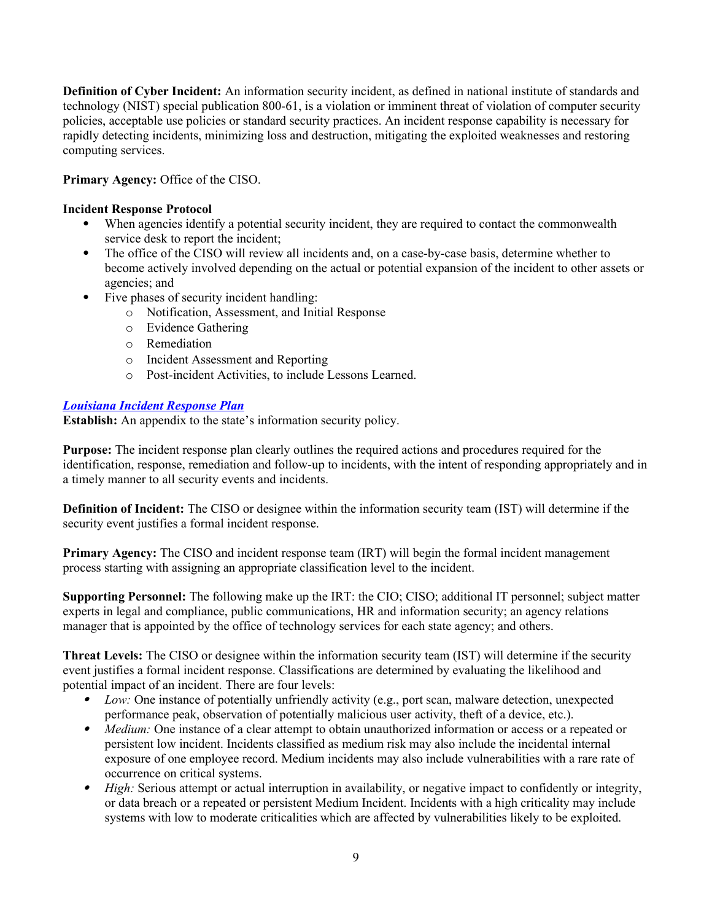**Definition of Cyber Incident:** An information security incident, as defined in national institute of standards and technology (NIST) special publication 800-61, is a violation or imminent threat of violation of computer security policies, acceptable use policies or standard security practices. An incident response capability is necessary for rapidly detecting incidents, minimizing loss and destruction, mitigating the exploited weaknesses and restoring computing services.

**Primary Agency:** Office of the CISO.

**Incident Response Protocol**

- When agencies identify a potential security incident, they are required to contact the commonwealth service desk to report the incident;
- The office of the CISO will review all incidents and, on a case-by-case basis, determine whether to become actively involved depending on the actual or potential expansion of the incident to other assets or agencies; and
- Five phases of security incident handling:
  - Notification, Assessment, and Initial Response
  - Evidence Gathering
  - Remediation
  - Incident Assessment and Reporting
  - Post-incident Activities, to include Lessons Learned.

***Louisiana Incident Response Plan***

**Establish:** An appendix to the state's information security policy.

**Purpose:** The incident response plan clearly outlines the required actions and procedures required for the identification, response, remediation and follow-up to incidents, with the intent of responding appropriately and in a timely manner to all security events and incidents.

**Definition of Incident:** The CISO or designee within the information security team (IST) will determine if the security event justifies a formal incident response.

**Primary Agency:** The CISO and incident response team (IRT) will begin the formal incident management process starting with assigning an appropriate classification level to the incident.

**Supporting Personnel:** The following make up the IRT: the CIO; CISO; additional IT personnel; subject matter experts in legal and compliance, public communications, HR and information security; an agency relations manager that is appointed by the office of technology services for each state agency; and others.

**Threat Levels:** The CISO or designee within the information security team (IST) will determine if the security event justifies a formal incident response. Classifications are determined by evaluating the likelihood and potential impact of an incident. There are four levels:

- *Low:* One instance of potentially unfriendly activity (e.g., port scan, malware detection, unexpected performance peak, observation of potentially malicious user activity, theft of a device, etc.).
- *Medium:* One instance of a clear attempt to obtain unauthorized information or access or a repeated or persistent low incident. Incidents classified as medium risk may also include the incidental internal exposure of one employee record. Medium incidents may also include vulnerabilities with a rare rate of occurrence on critical systems.
- *High:* Serious attempt or actual interruption in availability, or negative impact to confidently or integrity, or data breach or a repeated or persistent Medium Incident. Incidents with a high criticality may include systems with low to moderate criticalities which are affected by vulnerabilities likely to be exploited.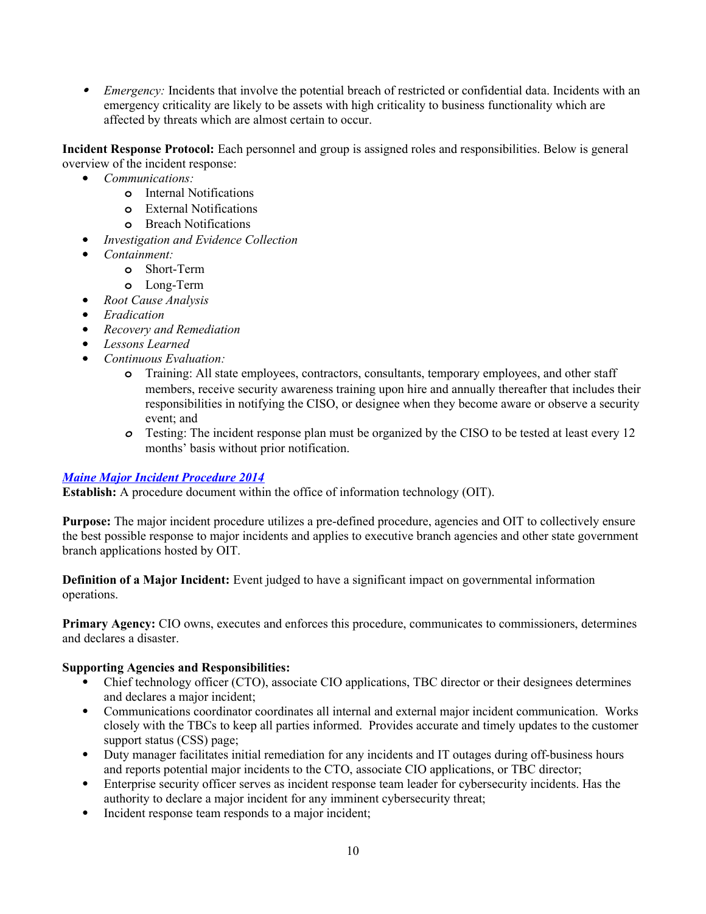- *Emergency:* Incidents that involve the potential breach of restricted or confidential data. Incidents with an emergency criticality are likely to be assets with high criticality to business functionality which are affected by threats which are almost certain to occur.

**Incident Response Protocol:** Each personnel and group is assigned roles and responsibilities. Below is general overview of the incident response:

- *Communications:*
  - Internal Notifications
  - External Notifications
  - Breach Notifications
- *Investigation and Evidence Collection*
- *Containment:*
  - Short-Term
  - Long-Term
- *Root Cause Analysis*
- *Eradication*
- *Recovery and Remediation*
- *Lessons Learned*
- *Continuous Evaluation:*
  - Training: All state employees, contractors, consultants, temporary employees, and other staff members, receive security awareness training upon hire and annually thereafter that includes their responsibilities in notifying the CISO, or designee when they become aware or observe a security event; and
  - Testing: The incident response plan must be organized by the CISO to be tested at least every 12 months' basis without prior notification.

***Maine Major Incident Procedure 2014***

**Establish:** A procedure document within the office of information technology (OIT).

**Purpose:** The major incident procedure utilizes a pre-defined procedure, agencies and OIT to collectively ensure the best possible response to major incidents and applies to executive branch agencies and other state government branch applications hosted by OIT.

**Definition of a Major Incident:** Event judged to have a significant impact on governmental information operations.

**Primary Agency:** CIO owns, executes and enforces this procedure, communicates to commissioners, determines and declares a disaster.

**Supporting Agencies and Responsibilities:**

- Chief technology officer (CTO), associate CIO applications, TBC director or their designees determines and declares a major incident;
- Communications coordinator coordinates all internal and external major incident communication. Works closely with the TBCs to keep all parties informed. Provides accurate and timely updates to the customer support status (CSS) page;
- Duty manager facilitates initial remediation for any incidents and IT outages during off-business hours and reports potential major incidents to the CTO, associate CIO applications, or TBC director;
- Enterprise security officer serves as incident response team leader for cybersecurity incidents. Has the authority to declare a major incident for any imminent cybersecurity threat;
- Incident response team responds to a major incident;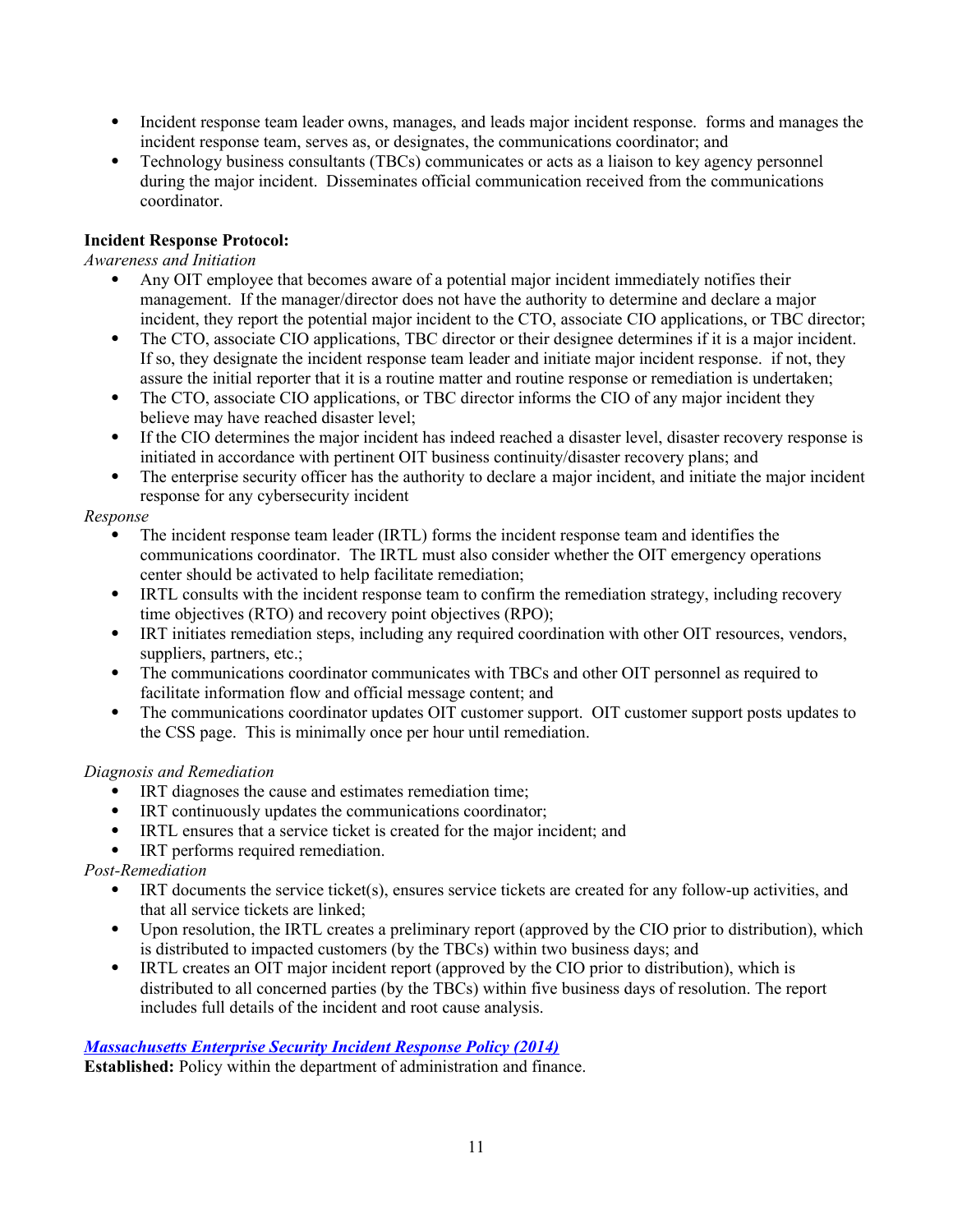- Incident response team leader owns, manages, and leads major incident response.  forms and manages the incident response team, serves as, or designates, the communications coordinator; and
- Technology business consultants (TBCs) communicates or acts as a liaison to key agency personnel during the major incident.  Disseminates official communication received from the communications coordinator.

**Incident Response Protocol:**

*Awareness and Initiation*

- Any OIT employee that becomes aware of a potential major incident immediately notifies their management.  If the manager/director does not have the authority to determine and declare a major incident, they report the potential major incident to the CTO, associate CIO applications, or TBC director;
- The CTO, associate CIO applications, TBC director or their designee determines if it is a major incident.  If so, they designate the incident response team leader and initiate major incident response.  if not, they assure the initial reporter that it is a routine matter and routine response or remediation is undertaken;
- The CTO, associate CIO applications, or TBC director informs the CIO of any major incident they believe may have reached disaster level;
- If the CIO determines the major incident has indeed reached a disaster level, disaster recovery response is initiated in accordance with pertinent OIT business continuity/disaster recovery plans; and
- The enterprise security officer has the authority to declare a major incident, and initiate the major incident response for any cybersecurity incident

*Response*

- The incident response team leader (IRTL) forms the incident response team and identifies the communications coordinator.  The IRTL must also consider whether the OIT emergency operations center should be activated to help facilitate remediation;
- IRTL consults with the incident response team to confirm the remediation strategy, including recovery time objectives (RTO) and recovery point objectives (RPO);
- IRT initiates remediation steps, including any required coordination with other OIT resources, vendors, suppliers, partners, etc.;
- The communications coordinator communicates with TBCs and other OIT personnel as required to facilitate information flow and official message content; and
- The communications coordinator updates OIT customer support.  OIT customer support posts updates to the CSS page.  This is minimally once per hour until remediation.

*Diagnosis and Remediation*

- IRT diagnoses the cause and estimates remediation time;
- IRT continuously updates the communications coordinator;
- IRTL ensures that a service ticket is created for the major incident; and
- IRT performs required remediation.

*Post-Remediation*

- IRT documents the service ticket(s), ensures service tickets are created for any follow-up activities, and that all service tickets are linked;
- Upon resolution, the IRTL creates a preliminary report (approved by the CIO prior to distribution), which is distributed to impacted customers (by the TBCs) within two business days; and
- IRTL creates an OIT major incident report (approved by the CIO prior to distribution), which is distributed to all concerned parties (by the TBCs) within five business days of resolution. The report includes full details of the incident and root cause analysis.

***Massachusetts Enterprise Security Incident Response Policy (2014)***

**Established:** Policy within the department of administration and finance.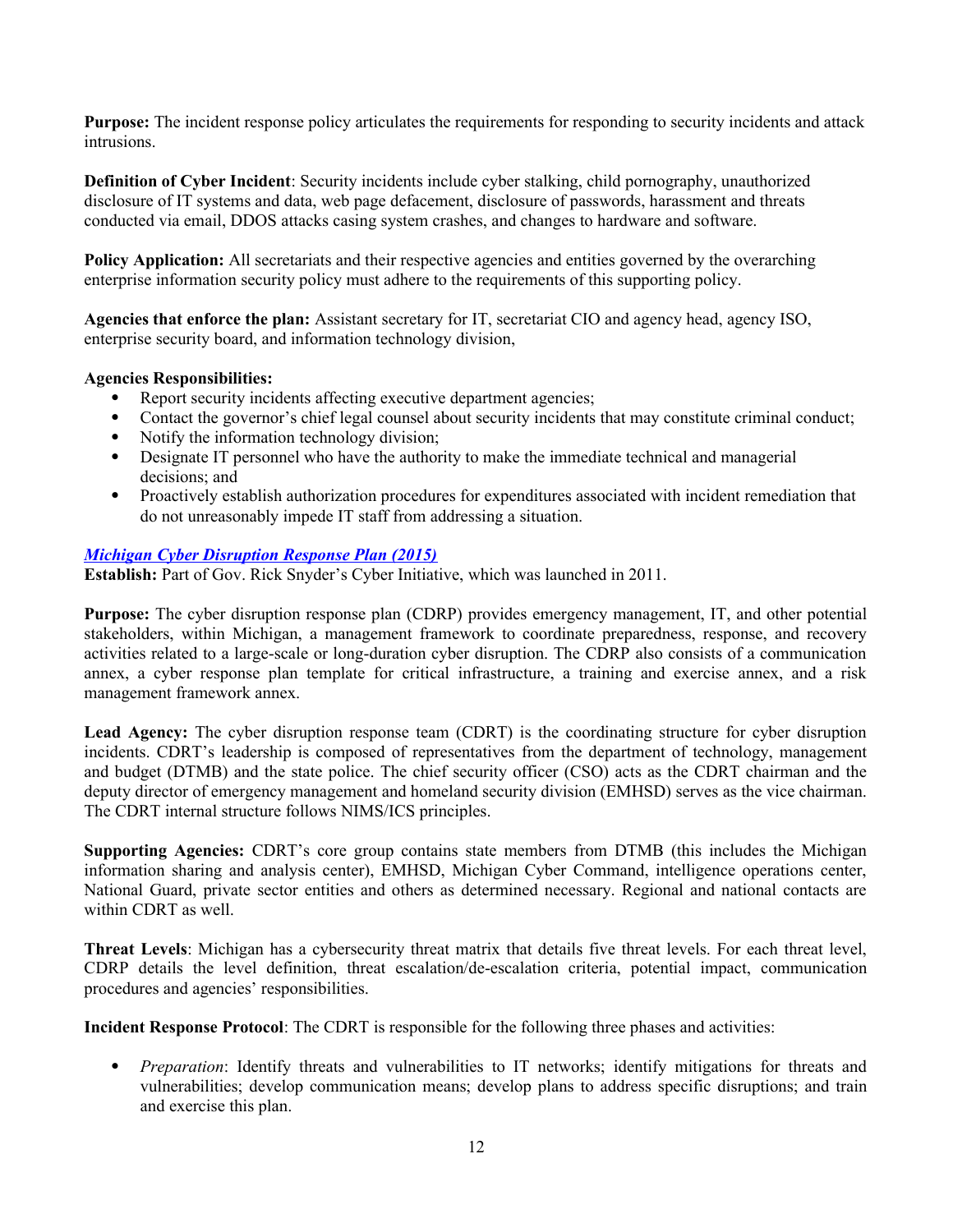**Purpose:** The incident response policy articulates the requirements for responding to security incidents and attack intrusions.

**Definition of Cyber Incident**: Security incidents include cyber stalking, child pornography, unauthorized disclosure of IT systems and data, web page defacement, disclosure of passwords, harassment and threats conducted via email, DDOS attacks casing system crashes, and changes to hardware and software.

**Policy Application:** All secretariats and their respective agencies and entities governed by the overarching enterprise information security policy must adhere to the requirements of this supporting policy.

**Agencies that enforce the plan:** Assistant secretary for IT, secretariat CIO and agency head, agency ISO, enterprise security board, and information technology division,

**Agencies Responsibilities:**

- Report security incidents affecting executive department agencies;
- Contact the governor's chief legal counsel about security incidents that may constitute criminal conduct;
- Notify the information technology division;
- Designate IT personnel who have the authority to make the immediate technical and managerial decisions; and
- Proactively establish authorization procedures for expenditures associated with incident remediation that do not unreasonably impede IT staff from addressing a situation.

***Michigan Cyber Disruption Response Plan (2015)***

**Establish:** Part of Gov. Rick Snyder's Cyber Initiative, which was launched in 2011.

**Purpose:** The cyber disruption response plan (CDRP) provides emergency management, IT, and other potential stakeholders, within Michigan, a management framework to coordinate preparedness, response, and recovery activities related to a large-scale or long-duration cyber disruption. The CDRP also consists of a communication annex, a cyber response plan template for critical infrastructure, a training and exercise annex, and a risk management framework annex.

**Lead Agency:** The cyber disruption response team (CDRT) is the coordinating structure for cyber disruption incidents. CDRT's leadership is composed of representatives from the department of technology, management and budget (DTMB) and the state police. The chief security officer (CSO) acts as the CDRT chairman and the deputy director of emergency management and homeland security division (EMHSD) serves as the vice chairman. The CDRT internal structure follows NIMS/ICS principles.

**Supporting Agencies:** CDRT's core group contains state members from DTMB (this includes the Michigan information sharing and analysis center), EMHSD, Michigan Cyber Command, intelligence operations center, National Guard, private sector entities and others as determined necessary. Regional and national contacts are within CDRT as well.

**Threat Levels**: Michigan has a cybersecurity threat matrix that details five threat levels. For each threat level, CDRP details the level definition, threat escalation/de-escalation criteria, potential impact, communication procedures and agencies' responsibilities.

**Incident Response Protocol**: The CDRT is responsible for the following three phases and activities:

- *Preparation*: Identify threats and vulnerabilities to IT networks; identify mitigations for threats and vulnerabilities; develop communication means; develop plans to address specific disruptions; and train and exercise this plan.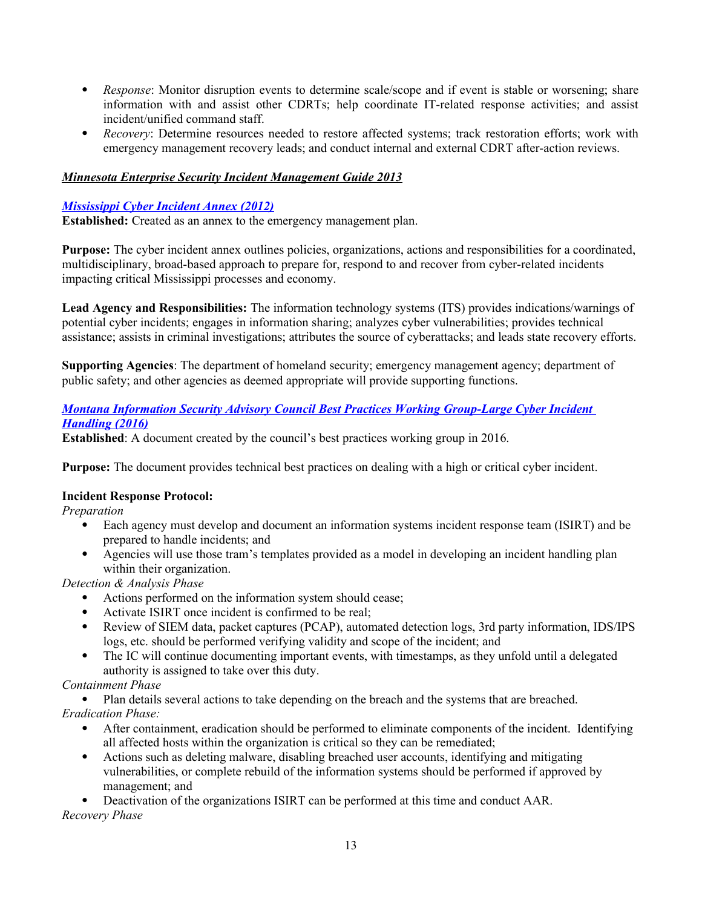- *Response*: Monitor disruption events to determine scale/scope and if event is stable or worsening; share information with and assist other CDRTs; help coordinate IT-related response activities; and assist incident/unified command staff.
- *Recovery*: Determine resources needed to restore affected systems; track restoration efforts; work with emergency management recovery leads; and conduct internal and external CDRT after-action reviews.

***Minnesota Enterprise Security Incident Management Guide 2013***

***Mississippi Cyber Incident Annex (2012)***
**Established:** Created as an annex to the emergency management plan.

**Purpose:** The cyber incident annex outlines policies, organizations, actions and responsibilities for a coordinated, multidisciplinary, broad-based approach to prepare for, respond to and recover from cyber-related incidents impacting critical Mississippi processes and economy.

**Lead Agency and Responsibilities:** The information technology systems (ITS) provides indications/warnings of potential cyber incidents; engages in information sharing; analyzes cyber vulnerabilities; provides technical assistance; assists in criminal investigations; attributes the source of cyberattacks; and leads state recovery efforts.

**Supporting Agencies**: The department of homeland security; emergency management agency; department of public safety; and other agencies as deemed appropriate will provide supporting functions.

***Montana Information Security Advisory Council Best Practices Working Group-Large Cyber Incident Handling (2016)***
**Established**: A document created by the council's best practices working group in 2016.

**Purpose:** The document provides technical best practices on dealing with a high or critical cyber incident.

**Incident Response Protocol:**
*Preparation*
- Each agency must develop and document an information systems incident response team (ISIRT) and be prepared to handle incidents; and
- Agencies will use those tram's templates provided as a model in developing an incident handling plan within their organization.

*Detection & Analysis Phase*
- Actions performed on the information system should cease;
- Activate ISIRT once incident is confirmed to be real;
- Review of SIEM data, packet captures (PCAP), automated detection logs, 3rd party information, IDS/IPS logs, etc. should be performed verifying validity and scope of the incident; and
- The IC will continue documenting important events, with timestamps, as they unfold until a delegated authority is assigned to take over this duty.

*Containment Phase*
- Plan details several actions to take depending on the breach and the systems that are breached.

*Eradication Phase:*
- After containment, eradication should be performed to eliminate components of the incident. Identifying all affected hosts within the organization is critical so they can be remediated;
- Actions such as deleting malware, disabling breached user accounts, identifying and mitigating vulnerabilities, or complete rebuild of the information systems should be performed if approved by management; and
- Deactivation of the organizations ISIRT can be performed at this time and conduct AAR.

*Recovery Phase*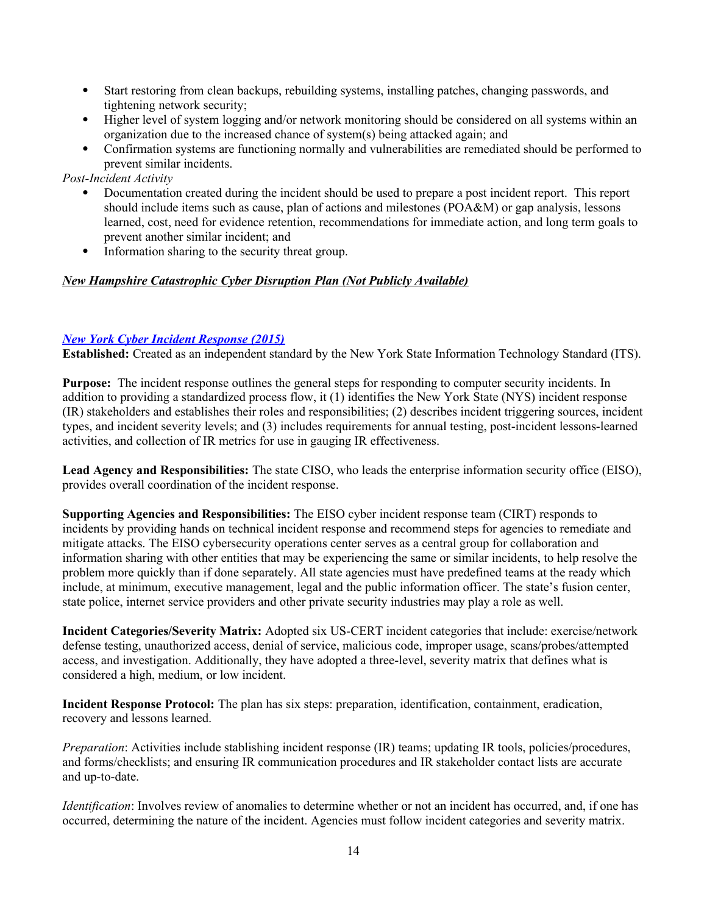- Start restoring from clean backups, rebuilding systems, installing patches, changing passwords, and tightening network security;
- Higher level of system logging and/or network monitoring should be considered on all systems within an organization due to the increased chance of system(s) being attacked again; and
- Confirmation systems are functioning normally and vulnerabilities are remediated should be performed to prevent similar incidents.

*Post-Incident Activity*

- Documentation created during the incident should be used to prepare a post incident report. This report should include items such as cause, plan of actions and milestones (POA&M) or gap analysis, lessons learned, cost, need for evidence retention, recommendations for immediate action, and long term goals to prevent another similar incident; and
- Information sharing to the security threat group.

***New Hampshire Catastrophic Cyber Disruption Plan (Not Publicly Available)***

***New York Cyber Incident Response (2015)***

**Established:** Created as an independent standard by the New York State Information Technology Standard (ITS).

**Purpose:** The incident response outlines the general steps for responding to computer security incidents. In addition to providing a standardized process flow, it (1) identifies the New York State (NYS) incident response (IR) stakeholders and establishes their roles and responsibilities; (2) describes incident triggering sources, incident types, and incident severity levels; and (3) includes requirements for annual testing, post-incident lessons-learned activities, and collection of IR metrics for use in gauging IR effectiveness.

**Lead Agency and Responsibilities:** The state CISO, who leads the enterprise information security office (EISO), provides overall coordination of the incident response.

**Supporting Agencies and Responsibilities:** The EISO cyber incident response team (CIRT) responds to incidents by providing hands on technical incident response and recommend steps for agencies to remediate and mitigate attacks. The EISO cybersecurity operations center serves as a central group for collaboration and information sharing with other entities that may be experiencing the same or similar incidents, to help resolve the problem more quickly than if done separately. All state agencies must have predefined teams at the ready which include, at minimum, executive management, legal and the public information officer. The state's fusion center, state police, internet service providers and other private security industries may play a role as well.

**Incident Categories/Severity Matrix:** Adopted six US-CERT incident categories that include: exercise/network defense testing, unauthorized access, denial of service, malicious code, improper usage, scans/probes/attempted access, and investigation. Additionally, they have adopted a three-level, severity matrix that defines what is considered a high, medium, or low incident.

**Incident Response Protocol:** The plan has six steps: preparation, identification, containment, eradication, recovery and lessons learned.

*Preparation*: Activities include stablishing incident response (IR) teams; updating IR tools, policies/procedures, and forms/checklists; and ensuring IR communication procedures and IR stakeholder contact lists are accurate and up-to-date.

*Identification*: Involves review of anomalies to determine whether or not an incident has occurred, and, if one has occurred, determining the nature of the incident. Agencies must follow incident categories and severity matrix.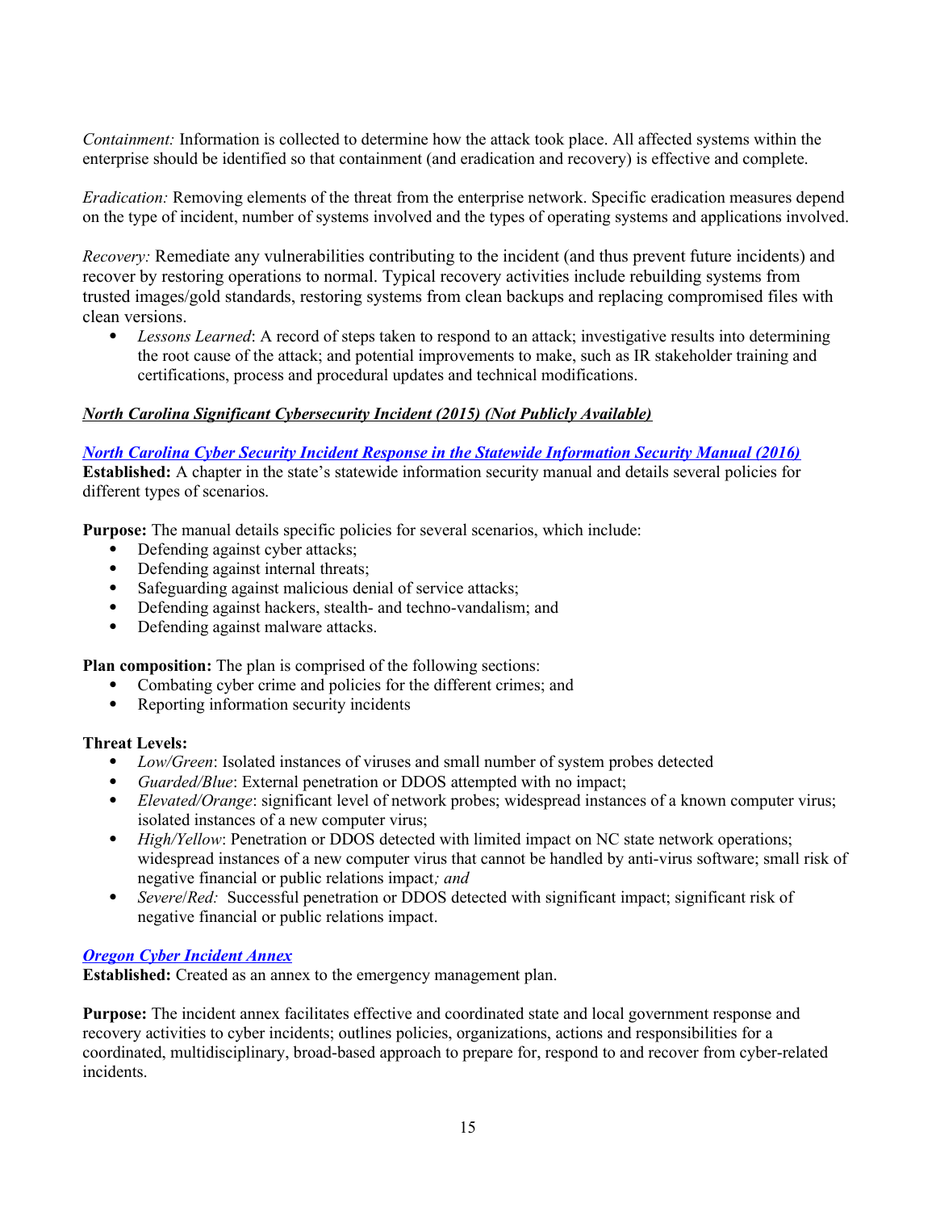*Containment:* Information is collected to determine how the attack took place. All affected systems within the enterprise should be identified so that containment (and eradication and recovery) is effective and complete.

*Eradication:* Removing elements of the threat from the enterprise network. Specific eradication measures depend on the type of incident, number of systems involved and the types of operating systems and applications involved.

*Recovery:* Remediate any vulnerabilities contributing to the incident (and thus prevent future incidents) and recover by restoring operations to normal. Typical recovery activities include rebuilding systems from trusted images/gold standards, restoring systems from clean backups and replacing compromised files with clean versions.

- *Lessons Learned*: A record of steps taken to respond to an attack; investigative results into determining the root cause of the attack; and potential improvements to make, such as IR stakeholder training and certifications, process and procedural updates and technical modifications.

***North Carolina Significant Cybersecurity Incident (2015) (Not Publicly Available)***

***North Carolina Cyber Security Incident Response in the Statewide Information Security Manual (2016)***

**Established:** A chapter in the state's statewide information security manual and details several policies for different types of scenarios.

**Purpose:** The manual details specific policies for several scenarios, which include:

- Defending against cyber attacks;
- Defending against internal threats;
- Safeguarding against malicious denial of service attacks;
- Defending against hackers, stealth- and techno-vandalism; and
- Defending against malware attacks.

**Plan composition:** The plan is comprised of the following sections:

- Combating cyber crime and policies for the different crimes; and
- Reporting information security incidents

**Threat Levels:**

- *Low/Green*: Isolated instances of viruses and small number of system probes detected
- *Guarded/Blue*: External penetration or DDOS attempted with no impact;
- *Elevated/Orange*: significant level of network probes; widespread instances of a known computer virus; isolated instances of a new computer virus;
- *High/Yellow*: Penetration or DDOS detected with limited impact on NC state network operations; widespread instances of a new computer virus that cannot be handled by anti-virus software; small risk of negative financial or public relations impact*; and*
- *Severe/Red:* Successful penetration or DDOS detected with significant impact; significant risk of negative financial or public relations impact.

***Oregon Cyber Incident Annex***

**Established:** Created as an annex to the emergency management plan.

**Purpose:** The incident annex facilitates effective and coordinated state and local government response and recovery activities to cyber incidents; outlines policies, organizations, actions and responsibilities for a coordinated, multidisciplinary, broad-based approach to prepare for, respond to and recover from cyber-related incidents.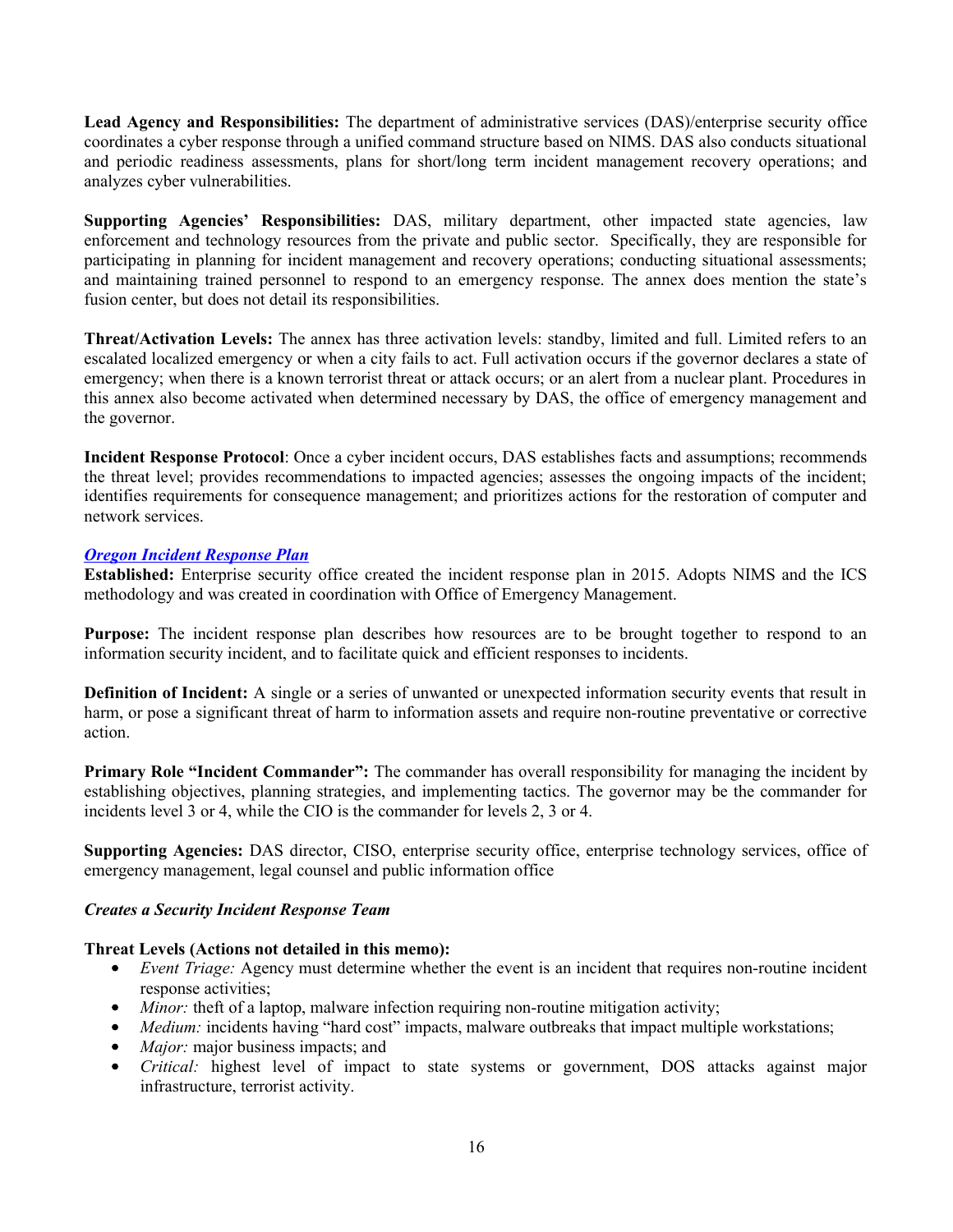**Lead Agency and Responsibilities:** The department of administrative services (DAS)/enterprise security office coordinates a cyber response through a unified command structure based on NIMS. DAS also conducts situational and periodic readiness assessments, plans for short/long term incident management recovery operations; and analyzes cyber vulnerabilities.

**Supporting Agencies' Responsibilities:** DAS, military department, other impacted state agencies, law enforcement and technology resources from the private and public sector. Specifically, they are responsible for participating in planning for incident management and recovery operations; conducting situational assessments; and maintaining trained personnel to respond to an emergency response. The annex does mention the state's fusion center, but does not detail its responsibilities.

**Threat/Activation Levels:** The annex has three activation levels: standby, limited and full. Limited refers to an escalated localized emergency or when a city fails to act. Full activation occurs if the governor declares a state of emergency; when there is a known terrorist threat or attack occurs; or an alert from a nuclear plant. Procedures in this annex also become activated when determined necessary by DAS, the office of emergency management and the governor.

**Incident Response Protocol**: Once a cyber incident occurs, DAS establishes facts and assumptions; recommends the threat level; provides recommendations to impacted agencies; assesses the ongoing impacts of the incident; identifies requirements for consequence management; and prioritizes actions for the restoration of computer and network services.

***Oregon Incident Response Plan***

**Established:** Enterprise security office created the incident response plan in 2015. Adopts NIMS and the ICS methodology and was created in coordination with Office of Emergency Management.

**Purpose:** The incident response plan describes how resources are to be brought together to respond to an information security incident, and to facilitate quick and efficient responses to incidents.

**Definition of Incident:** A single or a series of unwanted or unexpected information security events that result in harm, or pose a significant threat of harm to information assets and require non-routine preventative or corrective action.

**Primary Role "Incident Commander":** The commander has overall responsibility for managing the incident by establishing objectives, planning strategies, and implementing tactics. The governor may be the commander for incidents level 3 or 4, while the CIO is the commander for levels 2, 3 or 4.

**Supporting Agencies:** DAS director, CISO, enterprise security office, enterprise technology services, office of emergency management, legal counsel and public information office

***Creates a Security Incident Response Team***

**Threat Levels (Actions not detailed in this memo):**

- *Event Triage:* Agency must determine whether the event is an incident that requires non-routine incident response activities;
- *Minor:* theft of a laptop, malware infection requiring non-routine mitigation activity;
- *Medium:* incidents having "hard cost" impacts, malware outbreaks that impact multiple workstations;
- *Major:* major business impacts; and
- *Critical:* highest level of impact to state systems or government, DOS attacks against major infrastructure, terrorist activity.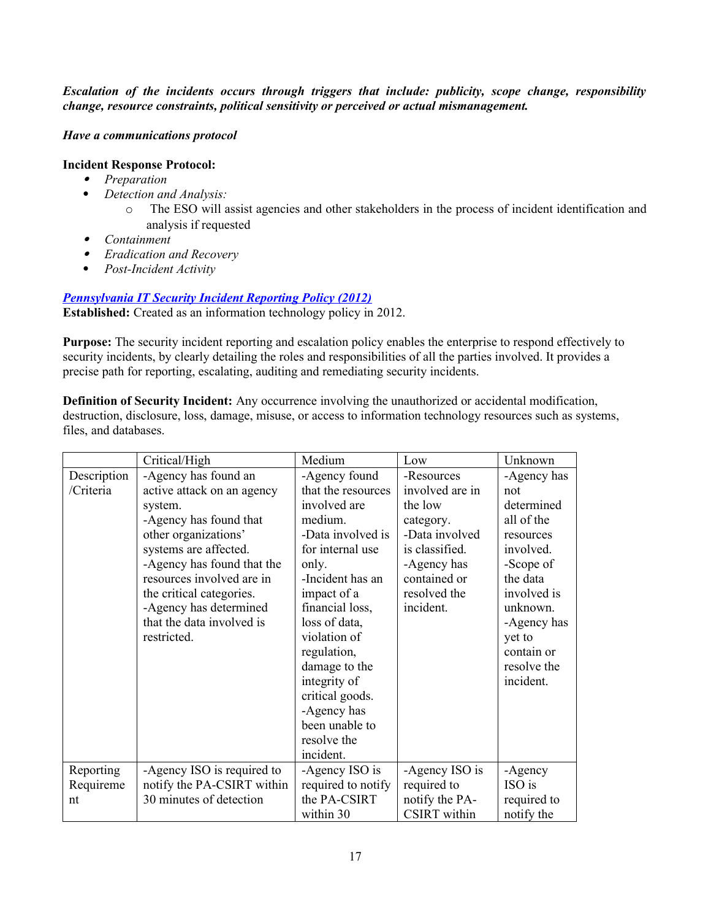***Escalation of the incidents occurs through triggers that include: publicity, scope change, responsibility change, resource constraints, political sensitivity or perceived or actual mismanagement.***

***Have a communications protocol***

**Incident Response Protocol:**

- *Preparation*
- *Detection and Analysis:*
  - The ESO will assist agencies and other stakeholders in the process of incident identification and analysis if requested
- *Containment*
- *Eradication and Recovery*
- *Post-Incident Activity*

***Pennsylvania IT Security Incident Reporting Policy (2012)***

**Established:** Created as an information technology policy in 2012.

**Purpose:** The security incident reporting and escalation policy enables the enterprise to respond effectively to security incidents, by clearly detailing the roles and responsibilities of all the parties involved. It provides a precise path for reporting, escalating, auditing and remediating security incidents.

**Definition of Security Incident:** Any occurrence involving the unauthorized or accidental modification, destruction, disclosure, loss, damage, misuse, or access to information technology resources such as systems, files, and databases.

| | Critical/High | Medium | Low | Unknown |
|---|---|---|---|---|
| Description /Criteria | -Agency has found an active attack on an agency system.<br>-Agency has found that other organizations' systems are affected.<br>-Agency has found that the resources involved are in the critical categories.<br>-Agency has determined that the data involved is restricted. | -Agency found that the resources involved are medium.<br>-Data involved is for internal use only.<br>-Incident has an impact of a financial loss, loss of data, violation of regulation, damage to the integrity of critical goods.<br>-Agency has been unable to resolve the incident. | -Resources involved are in the low category.<br>-Data involved is classified.<br>-Agency has contained or resolved the incident. | -Agency has not determined all of the resources involved.<br>-Scope of the data involved is unknown.<br>-Agency has yet to contain or resolve the incident. |
| Reporting Requirement | -Agency ISO is required to notify the PA-CSIRT within 30 minutes of detection | -Agency ISO is required to notify the PA-CSIRT within 30 | -Agency ISO is required to notify the PA-CSIRT within | -Agency ISO is required to notify the |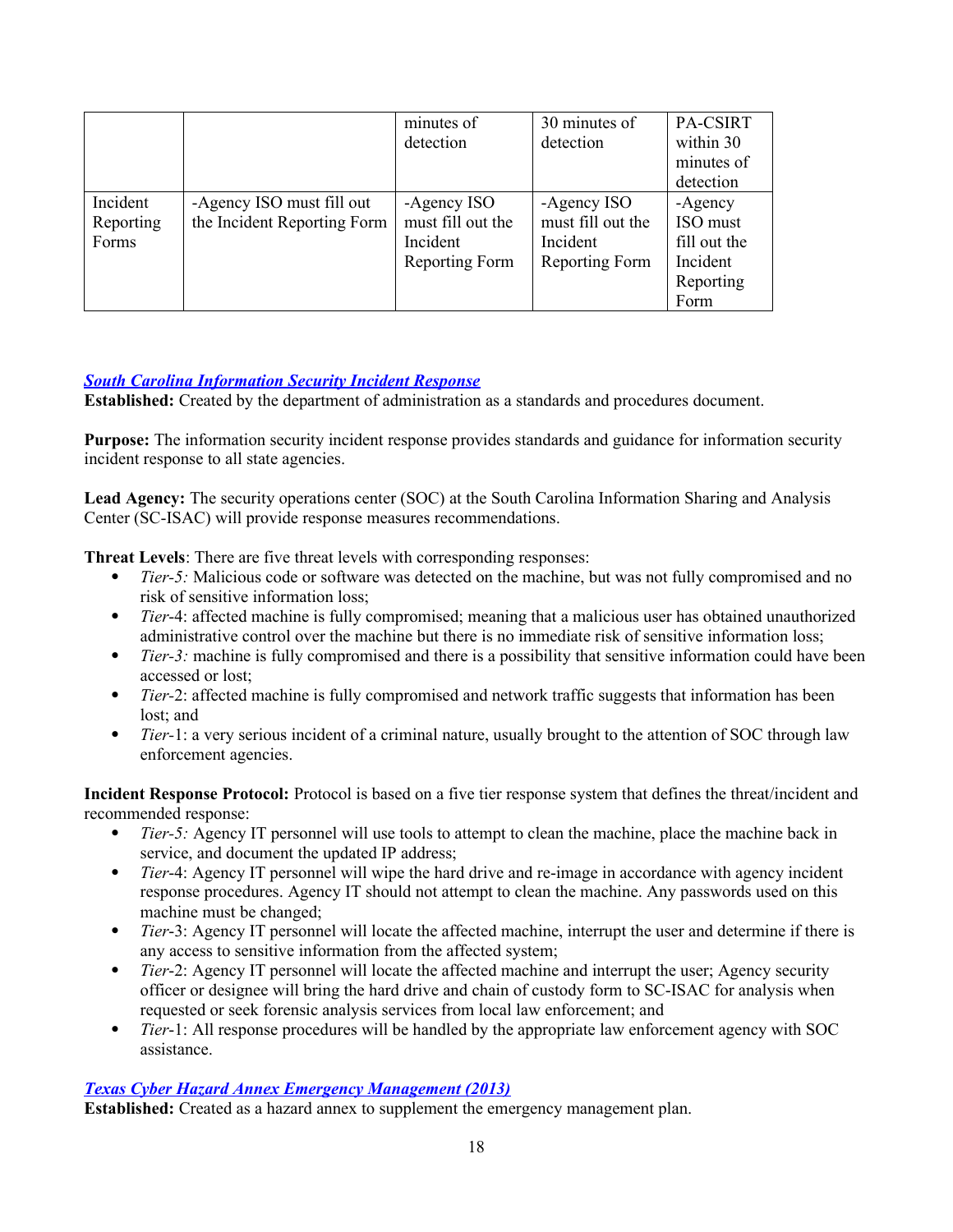| | | minutes of detection | 30 minutes of detection | PA-CSIRT within 30 minutes of detection |
|---|---|---|---|---|
| Incident Reporting Forms | -Agency ISO must fill out the Incident Reporting Form | -Agency ISO must fill out the Incident Reporting Form | -Agency ISO must fill out the Incident Reporting Form | -Agency ISO must fill out the Incident Reporting Form |

***South Carolina Information Security Incident Response***

**Established:** Created by the department of administration as a standards and procedures document.

**Purpose:** The information security incident response provides standards and guidance for information security incident response to all state agencies.

**Lead Agency:** The security operations center (SOC) at the South Carolina Information Sharing and Analysis Center (SC-ISAC) will provide response measures recommendations.

**Threat Levels**: There are five threat levels with corresponding responses:

- *Tier-5:* Malicious code or software was detected on the machine, but was not fully compromised and no risk of sensitive information loss;
- *Tier*-4: affected machine is fully compromised; meaning that a malicious user has obtained unauthorized administrative control over the machine but there is no immediate risk of sensitive information loss;
- *Tier-3:* machine is fully compromised and there is a possibility that sensitive information could have been accessed or lost;
- *Tier*-2: affected machine is fully compromised and network traffic suggests that information has been lost; and
- *Tier*-1: a very serious incident of a criminal nature, usually brought to the attention of SOC through law enforcement agencies.

**Incident Response Protocol:** Protocol is based on a five tier response system that defines the threat/incident and recommended response:

- *Tier-5:* Agency IT personnel will use tools to attempt to clean the machine, place the machine back in service, and document the updated IP address;
- *Tier*-4: Agency IT personnel will wipe the hard drive and re-image in accordance with agency incident response procedures. Agency IT should not attempt to clean the machine. Any passwords used on this machine must be changed;
- *Tier*-3: Agency IT personnel will locate the affected machine, interrupt the user and determine if there is any access to sensitive information from the affected system;
- *Tier*-2: Agency IT personnel will locate the affected machine and interrupt the user; Agency security officer or designee will bring the hard drive and chain of custody form to SC-ISAC for analysis when requested or seek forensic analysis services from local law enforcement; and
- *Tier*-1: All response procedures will be handled by the appropriate law enforcement agency with SOC assistance.

***Texas Cyber Hazard Annex Emergency Management (2013)***

**Established:** Created as a hazard annex to supplement the emergency management plan.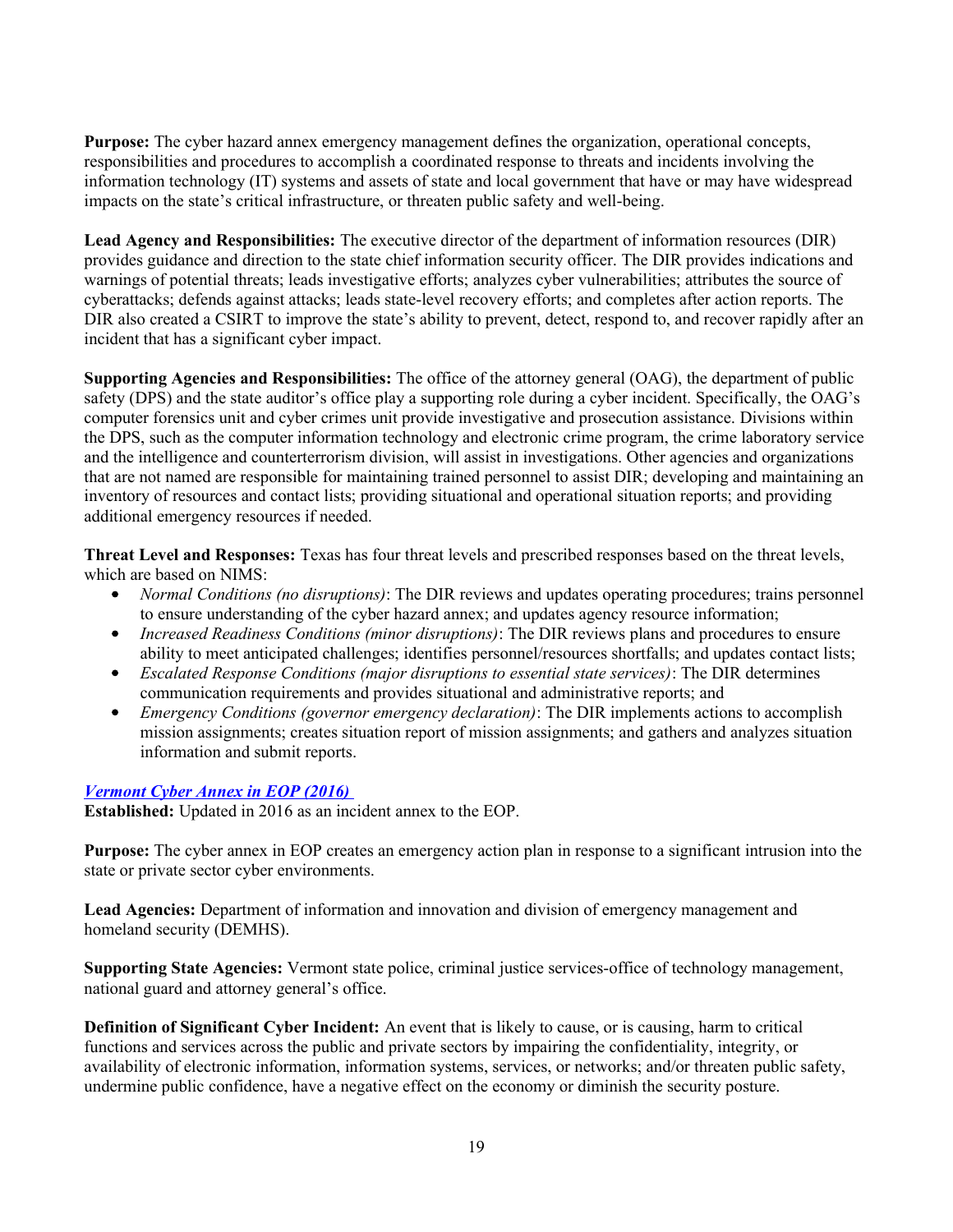**Purpose:** The cyber hazard annex emergency management defines the organization, operational concepts, responsibilities and procedures to accomplish a coordinated response to threats and incidents involving the information technology (IT) systems and assets of state and local government that have or may have widespread impacts on the state's critical infrastructure, or threaten public safety and well-being.

**Lead Agency and Responsibilities:** The executive director of the department of information resources (DIR) provides guidance and direction to the state chief information security officer. The DIR provides indications and warnings of potential threats; leads investigative efforts; analyzes cyber vulnerabilities; attributes the source of cyberattacks; defends against attacks; leads state-level recovery efforts; and completes after action reports. The DIR also created a CSIRT to improve the state's ability to prevent, detect, respond to, and recover rapidly after an incident that has a significant cyber impact.

**Supporting Agencies and Responsibilities:** The office of the attorney general (OAG), the department of public safety (DPS) and the state auditor's office play a supporting role during a cyber incident. Specifically, the OAG's computer forensics unit and cyber crimes unit provide investigative and prosecution assistance. Divisions within the DPS, such as the computer information technology and electronic crime program, the crime laboratory service and the intelligence and counterterrorism division, will assist in investigations. Other agencies and organizations that are not named are responsible for maintaining trained personnel to assist DIR; developing and maintaining an inventory of resources and contact lists; providing situational and operational situation reports; and providing additional emergency resources if needed.

**Threat Level and Responses:** Texas has four threat levels and prescribed responses based on the threat levels, which are based on NIMS:

- *Normal Conditions (no disruptions)*: The DIR reviews and updates operating procedures; trains personnel to ensure understanding of the cyber hazard annex; and updates agency resource information;
- *Increased Readiness Conditions (minor disruptions)*: The DIR reviews plans and procedures to ensure ability to meet anticipated challenges; identifies personnel/resources shortfalls; and updates contact lists;
- *Escalated Response Conditions (major disruptions to essential state services)*: The DIR determines communication requirements and provides situational and administrative reports; and
- *Emergency Conditions (governor emergency declaration)*: The DIR implements actions to accomplish mission assignments; creates situation report of mission assignments; and gathers and analyzes situation information and submit reports.

***Vermont Cyber Annex in EOP (2016)***

**Established:** Updated in 2016 as an incident annex to the EOP.

**Purpose:** The cyber annex in EOP creates an emergency action plan in response to a significant intrusion into the state or private sector cyber environments.

**Lead Agencies:** Department of information and innovation and division of emergency management and homeland security (DEMHS).

**Supporting State Agencies:** Vermont state police, criminal justice services-office of technology management, national guard and attorney general's office.

**Definition of Significant Cyber Incident:** An event that is likely to cause, or is causing, harm to critical functions and services across the public and private sectors by impairing the confidentiality, integrity, or availability of electronic information, information systems, services, or networks; and/or threaten public safety, undermine public confidence, have a negative effect on the economy or diminish the security posture.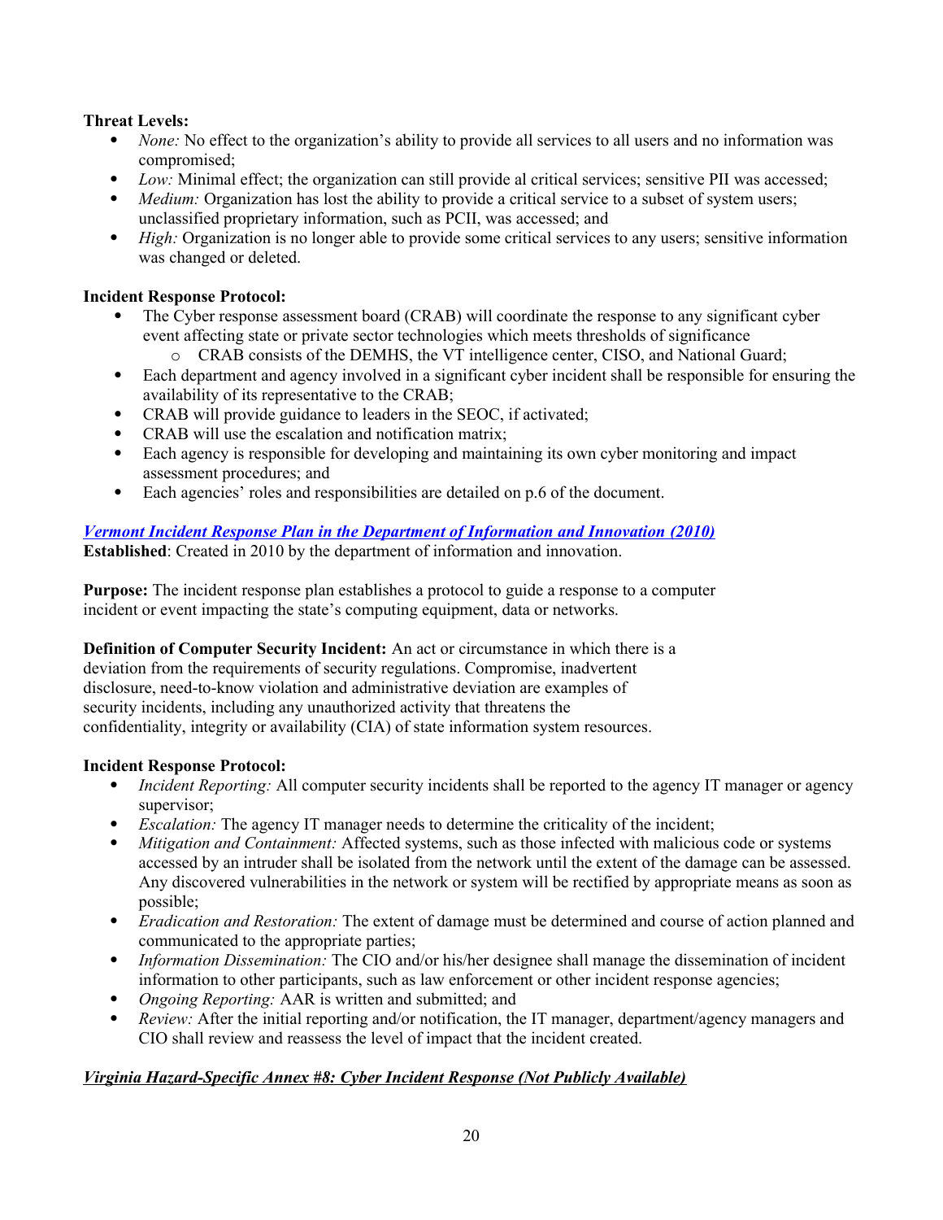**Threat Levels:**

- *None:* No effect to the organization's ability to provide all services to all users and no information was compromised;
- *Low:* Minimal effect; the organization can still provide al critical services; sensitive PII was accessed;
- *Medium:* Organization has lost the ability to provide a critical service to a subset of system users; unclassified proprietary information, such as PCII, was accessed; and
- *High:* Organization is no longer able to provide some critical services to any users; sensitive information was changed or deleted.

**Incident Response Protocol:**

- The Cyber response assessment board (CRAB) will coordinate the response to any significant cyber event affecting state or private sector technologies which meets thresholds of significance
    - CRAB consists of the DEMHS, the VT intelligence center, CISO, and National Guard;
- Each department and agency involved in a significant cyber incident shall be responsible for ensuring the availability of its representative to the CRAB;
- CRAB will provide guidance to leaders in the SEOC, if activated;
- CRAB will use the escalation and notification matrix;
- Each agency is responsible for developing and maintaining its own cyber monitoring and impact assessment procedures; and
- Each agencies' roles and responsibilities are detailed on p.6 of the document.

***Vermont Incident Response Plan in the Department of Information and Innovation (2010)***

**Established**: Created in 2010 by the department of information and innovation.

**Purpose:** The incident response plan establishes a protocol to guide a response to a computer incident or event impacting the state's computing equipment, data or networks.

**Definition of Computer Security Incident:** An act or circumstance in which there is a deviation from the requirements of security regulations. Compromise, inadvertent disclosure, need-to-know violation and administrative deviation are examples of security incidents, including any unauthorized activity that threatens the confidentiality, integrity or availability (CIA) of state information system resources.

**Incident Response Protocol:**

- *Incident Reporting:* All computer security incidents shall be reported to the agency IT manager or agency supervisor;
- *Escalation:* The agency IT manager needs to determine the criticality of the incident;
- *Mitigation and Containment:* Affected systems, such as those infected with malicious code or systems accessed by an intruder shall be isolated from the network until the extent of the damage can be assessed. Any discovered vulnerabilities in the network or system will be rectified by appropriate means as soon as possible;
- *Eradication and Restoration:* The extent of damage must be determined and course of action planned and communicated to the appropriate parties;
- *Information Dissemination:* The CIO and/or his/her designee shall manage the dissemination of incident information to other participants, such as law enforcement or other incident response agencies;
- *Ongoing Reporting:* AAR is written and submitted; and
- *Review:* After the initial reporting and/or notification, the IT manager, department/agency managers and CIO shall review and reassess the level of impact that the incident created.

***Virginia Hazard-Specific Annex #8: Cyber Incident Response (Not Publicly Available)***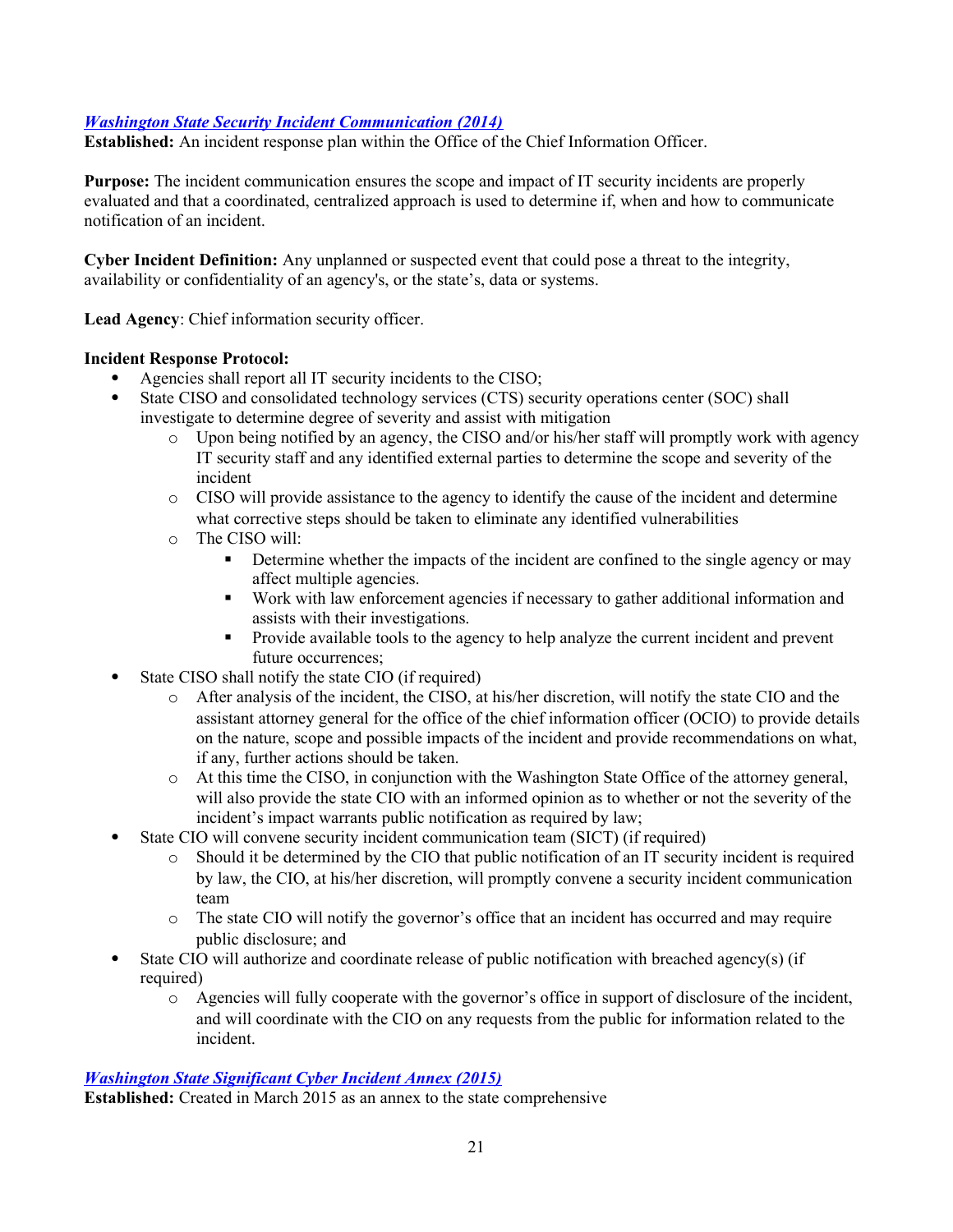***Washington State Security Incident Communication (2014)***
**Established:** An incident response plan within the Office of the Chief Information Officer.

**Purpose:** The incident communication ensures the scope and impact of IT security incidents are properly evaluated and that a coordinated, centralized approach is used to determine if, when and how to communicate notification of an incident.

**Cyber Incident Definition:** Any unplanned or suspected event that could pose a threat to the integrity, availability or confidentiality of an agency's, or the state's, data or systems.

**Lead Agency**: Chief information security officer.

**Incident Response Protocol:**

- Agencies shall report all IT security incidents to the CISO;
- State CISO and consolidated technology services (CTS) security operations center (SOC) shall investigate to determine degree of severity and assist with mitigation
  - Upon being notified by an agency, the CISO and/or his/her staff will promptly work with agency IT security staff and any identified external parties to determine the scope and severity of the incident
  - CISO will provide assistance to the agency to identify the cause of the incident and determine what corrective steps should be taken to eliminate any identified vulnerabilities
  - The CISO will:
    - Determine whether the impacts of the incident are confined to the single agency or may affect multiple agencies.
    - Work with law enforcement agencies if necessary to gather additional information and assists with their investigations.
    - Provide available tools to the agency to help analyze the current incident and prevent future occurrences;
- State CISO shall notify the state CIO (if required)
  - After analysis of the incident, the CISO, at his/her discretion, will notify the state CIO and the assistant attorney general for the office of the chief information officer (OCIO) to provide details on the nature, scope and possible impacts of the incident and provide recommendations on what, if any, further actions should be taken.
  - At this time the CISO, in conjunction with the Washington State Office of the attorney general, will also provide the state CIO with an informed opinion as to whether or not the severity of the incident's impact warrants public notification as required by law;
- State CIO will convene security incident communication team (SICT) (if required)
  - Should it be determined by the CIO that public notification of an IT security incident is required by law, the CIO, at his/her discretion, will promptly convene a security incident communication team
  - The state CIO will notify the governor's office that an incident has occurred and may require public disclosure; and
- State CIO will authorize and coordinate release of public notification with breached agency(s) (if required)
  - Agencies will fully cooperate with the governor's office in support of disclosure of the incident, and will coordinate with the CIO on any requests from the public for information related to the incident.

***Washington State Significant Cyber Incident Annex (2015)***
**Established:** Created in March 2015 as an annex to the state comprehensive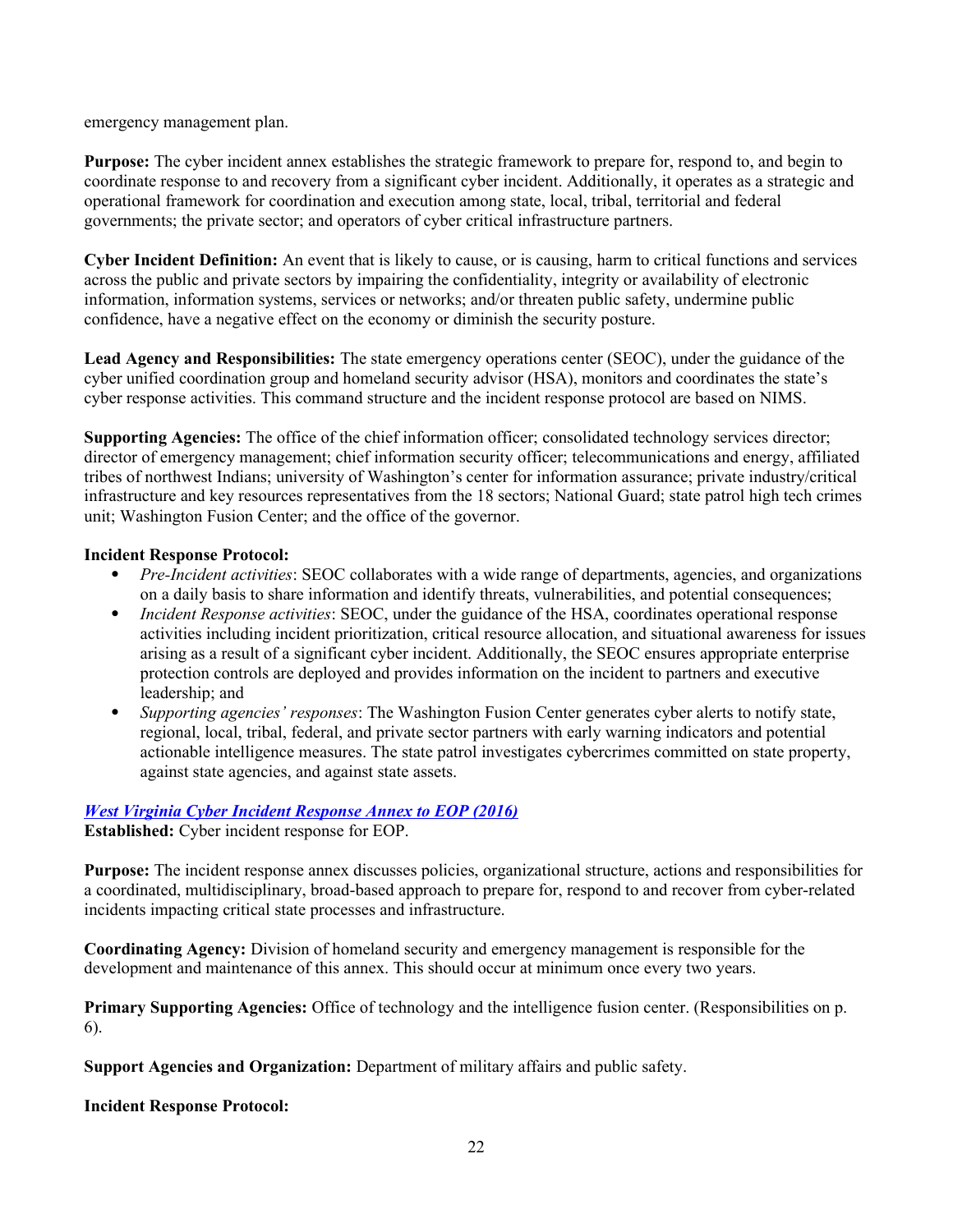emergency management plan.

**Purpose:** The cyber incident annex establishes the strategic framework to prepare for, respond to, and begin to coordinate response to and recovery from a significant cyber incident. Additionally, it operates as a strategic and operational framework for coordination and execution among state, local, tribal, territorial and federal governments; the private sector; and operators of cyber critical infrastructure partners.

**Cyber Incident Definition:** An event that is likely to cause, or is causing, harm to critical functions and services across the public and private sectors by impairing the confidentiality, integrity or availability of electronic information, information systems, services or networks; and/or threaten public safety, undermine public confidence, have a negative effect on the economy or diminish the security posture.

**Lead Agency and Responsibilities:** The state emergency operations center (SEOC), under the guidance of the cyber unified coordination group and homeland security advisor (HSA), monitors and coordinates the state's cyber response activities. This command structure and the incident response protocol are based on NIMS.

**Supporting Agencies:** The office of the chief information officer; consolidated technology services director; director of emergency management; chief information security officer; telecommunications and energy, affiliated tribes of northwest Indians; university of Washington's center for information assurance; private industry/critical infrastructure and key resources representatives from the 18 sectors; National Guard; state patrol high tech crimes unit; Washington Fusion Center; and the office of the governor.

**Incident Response Protocol:**

- *Pre-Incident activities*: SEOC collaborates with a wide range of departments, agencies, and organizations on a daily basis to share information and identify threats, vulnerabilities, and potential consequences;
- *Incident Response activities*: SEOC, under the guidance of the HSA, coordinates operational response activities including incident prioritization, critical resource allocation, and situational awareness for issues arising as a result of a significant cyber incident. Additionally, the SEOC ensures appropriate enterprise protection controls are deployed and provides information on the incident to partners and executive leadership; and
- *Supporting agencies' responses*: The Washington Fusion Center generates cyber alerts to notify state, regional, local, tribal, federal, and private sector partners with early warning indicators and potential actionable intelligence measures. The state patrol investigates cybercrimes committed on state property, against state agencies, and against state assets.

***West Virginia Cyber Incident Response Annex to EOP (2016)***

**Established:** Cyber incident response for EOP.

**Purpose:** The incident response annex discusses policies, organizational structure, actions and responsibilities for a coordinated, multidisciplinary, broad-based approach to prepare for, respond to and recover from cyber-related incidents impacting critical state processes and infrastructure.

**Coordinating Agency:** Division of homeland security and emergency management is responsible for the development and maintenance of this annex. This should occur at minimum once every two years.

**Primary Supporting Agencies:** Office of technology and the intelligence fusion center. (Responsibilities on p. 6).

**Support Agencies and Organization:** Department of military affairs and public safety.

**Incident Response Protocol:**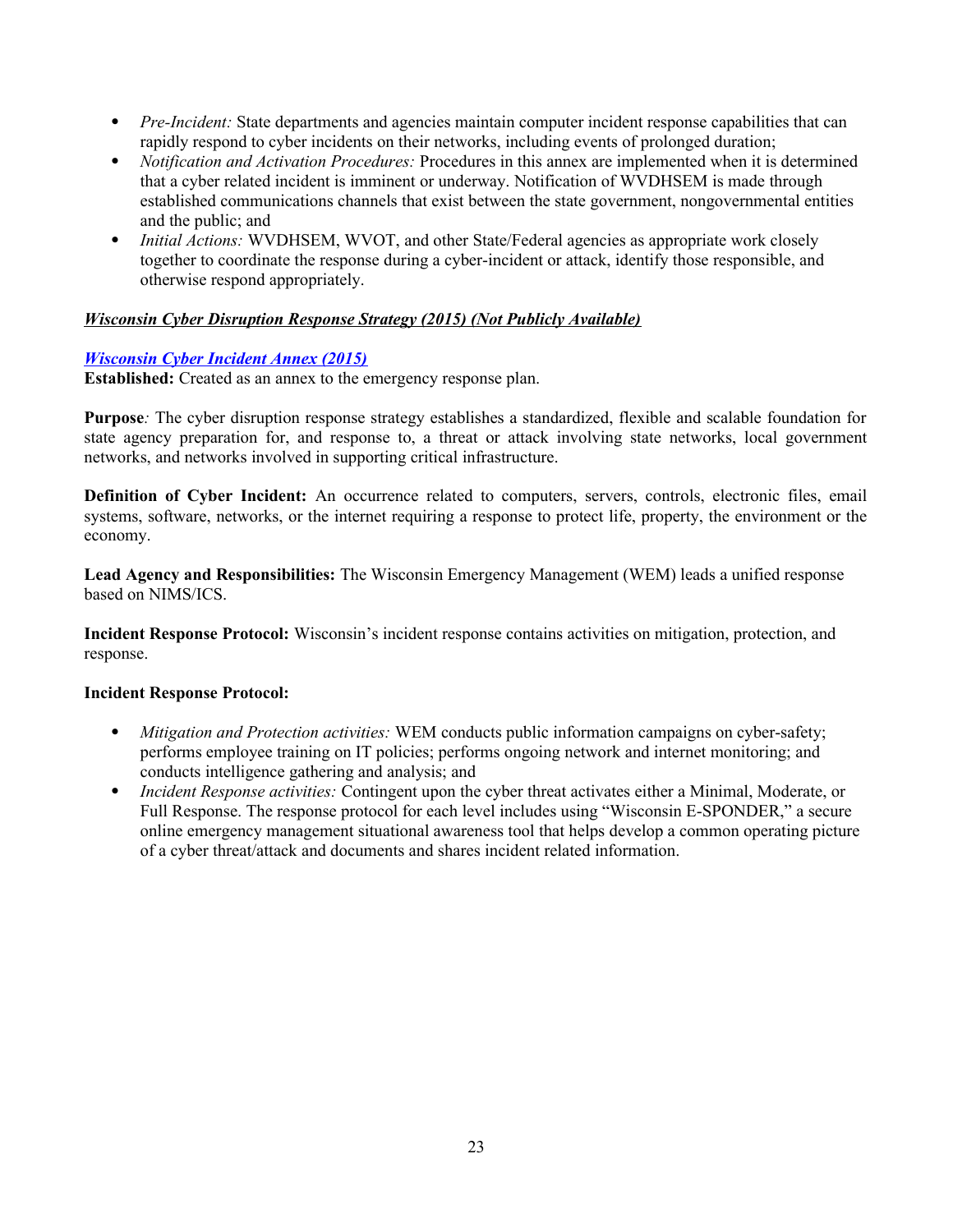- *Pre-Incident:* State departments and agencies maintain computer incident response capabilities that can rapidly respond to cyber incidents on their networks, including events of prolonged duration;
- *Notification and Activation Procedures:* Procedures in this annex are implemented when it is determined that a cyber related incident is imminent or underway. Notification of WVDHSEM is made through established communications channels that exist between the state government, nongovernmental entities and the public; and
- *Initial Actions:* WVDHSEM, WVOT, and other State/Federal agencies as appropriate work closely together to coordinate the response during a cyber-incident or attack, identify those responsible, and otherwise respond appropriately.

***Wisconsin Cyber Disruption Response Strategy (2015) (Not Publicly Available)***

***Wisconsin Cyber Incident Annex (2015)***

**Established:** Created as an annex to the emergency response plan.

**Purpose***:* The cyber disruption response strategy establishes a standardized, flexible and scalable foundation for state agency preparation for, and response to, a threat or attack involving state networks, local government networks, and networks involved in supporting critical infrastructure.

**Definition of Cyber Incident:** An occurrence related to computers, servers, controls, electronic files, email systems, software, networks, or the internet requiring a response to protect life, property, the environment or the economy.

**Lead Agency and Responsibilities:** The Wisconsin Emergency Management (WEM) leads a unified response based on NIMS/ICS.

**Incident Response Protocol:** Wisconsin's incident response contains activities on mitigation, protection, and response.

**Incident Response Protocol:**

- *Mitigation and Protection activities:* WEM conducts public information campaigns on cyber-safety; performs employee training on IT policies; performs ongoing network and internet monitoring; and conducts intelligence gathering and analysis; and
- *Incident Response activities:* Contingent upon the cyber threat activates either a Minimal, Moderate, or Full Response. The response protocol for each level includes using "Wisconsin E-SPONDER," a secure online emergency management situational awareness tool that helps develop a common operating picture of a cyber threat/attack and documents and shares incident related information.